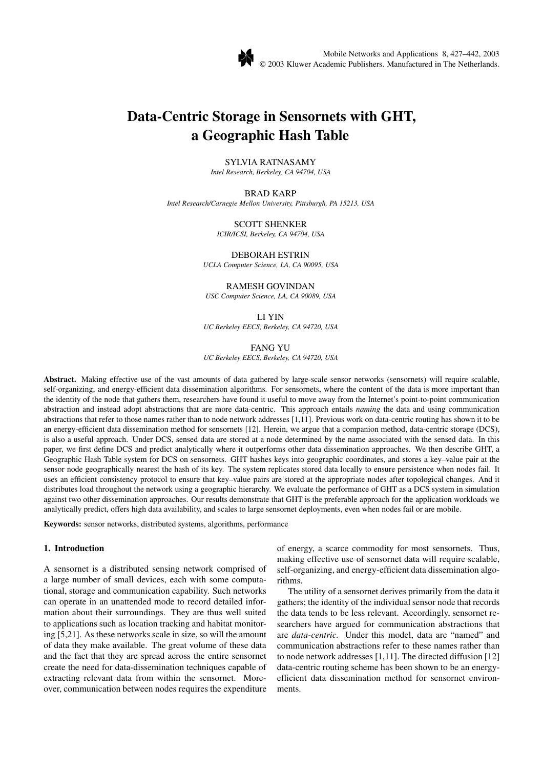# Data-Centric Storage in Sensornets with GHT, a Geographic Hash Table

SYLVIA RATNASAMY
*Intel Research, Berkeley, CA 94704, USA*

BRAD KARP
*Intel Research/Carnegie Mellon University, Pittsburgh, PA 15213, USA*

SCOTT SHENKER
*ICIR/ICSI, Berkeley, CA 94704, USA*

DEBORAH ESTRIN
*UCLA Computer Science, LA, CA 90095, USA*

RAMESH GOVINDAN
*USC Computer Science, LA, CA 90089, USA*

LI YIN
*UC Berkeley EECS, Berkeley, CA 94720, USA*

FANG YU
*UC Berkeley EECS, Berkeley, CA 94720, USA*

**Abstract.** Making effective use of the vast amounts of data gathered by large-scale sensor networks (sensornets) will require scalable, self-organizing, and energy-efficient data dissemination algorithms. For sensornets, where the content of the data is more important than the identity of the node that gathers them, researchers have found it useful to move away from the Internet's point-to-point communication abstraction and instead adopt abstractions that are more data-centric. This approach entails *naming* the data and using communication abstractions that refer to those names rather than to node network addresses [1,11]. Previous work on data-centric routing has shown it to be an energy-efficient data dissemination method for sensornets [12]. Herein, we argue that a companion method, data-centric storage (DCS), is also a useful approach. Under DCS, sensed data are stored at a node determined by the name associated with the sensed data. In this paper, we first define DCS and predict analytically where it outperforms other data dissemination approaches. We then describe GHT, a Geographic Hash Table system for DCS on sensornets. GHT hashes keys into geographic coordinates, and stores a key–value pair at the sensor node geographically nearest the hash of its key. The system replicates stored data locally to ensure persistence when nodes fail. It uses an efficient consistency protocol to ensure that key–value pairs are stored at the appropriate nodes after topological changes. And it distributes load throughout the network using a geographic hierarchy. We evaluate the performance of GHT as a DCS system in simulation against two other dissemination approaches. Our results demonstrate that GHT is the preferable approach for the application workloads we analytically predict, offers high data availability, and scales to large sensornet deployments, even when nodes fail or are mobile.

**Keywords:** sensor networks, distributed systems, algorithms, performance

## 1. Introduction

A sensornet is a distributed sensing network comprised of a large number of small devices, each with some computational, storage and communication capability. Such networks can operate in an unattended mode to record detailed information about their surroundings. They are thus well suited to applications such as location tracking and habitat monitoring [5,21]. As these networks scale in size, so will the amount of data they make available. The great volume of these data and the fact that they are spread across the entire sensornet create the need for data-dissemination techniques capable of extracting relevant data from within the sensornet. Moreover, communication between nodes requires the expenditure of energy, a scarce commodity for most sensornets. Thus, making effective use of sensornet data will require scalable, self-organizing, and energy-efficient data dissemination algorithms.

The utility of a sensornet derives primarily from the data it gathers; the identity of the individual sensor node that records the data tends to be less relevant. Accordingly, sensornet researchers have argued for communication abstractions that are *data-centric*. Under this model, data are "named" and communication abstractions refer to these names rather than to node network addresses [1,11]. The directed diffusion [12] data-centric routing scheme has been shown to be an energy-efficient data dissemination method for sensornet environments.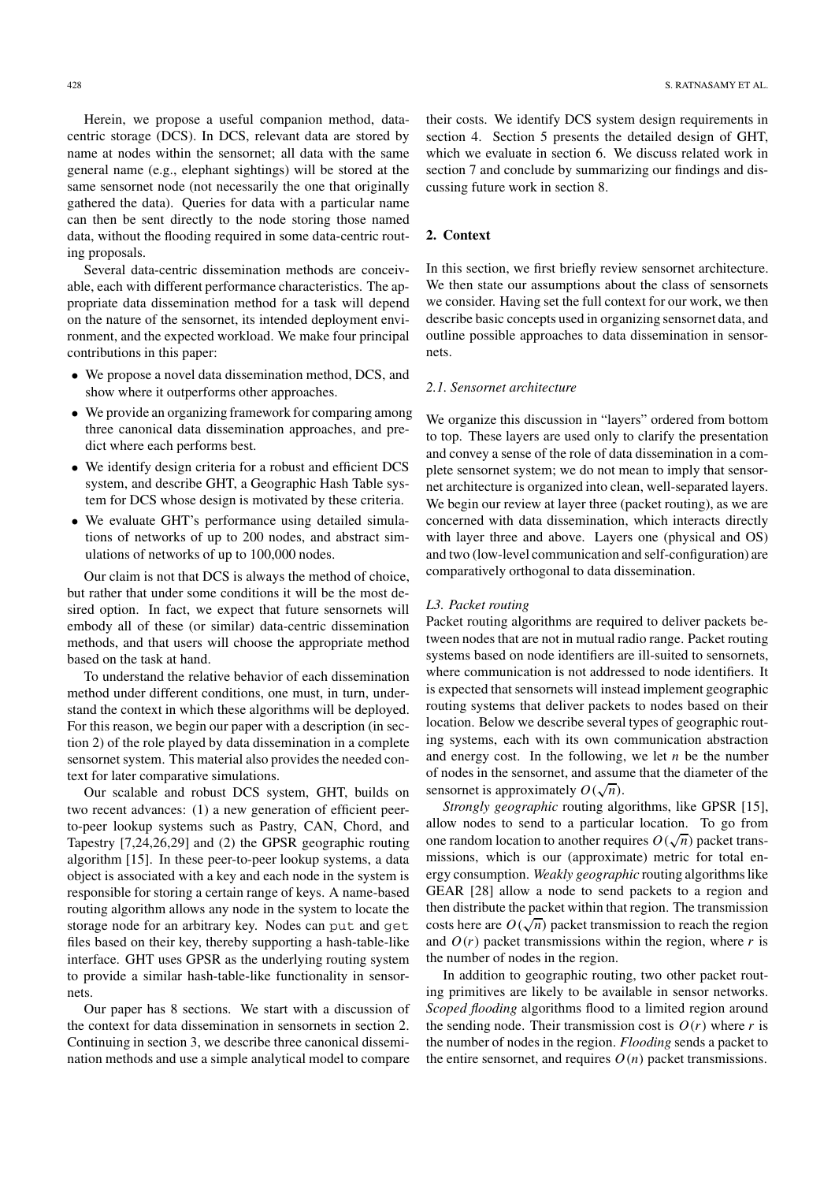Herein, we propose a useful companion method, data-centric storage (DCS). In DCS, relevant data are stored by name at nodes within the sensornet; all data with the same general name (e.g., elephant sightings) will be stored at the same sensornet node (not necessarily the one that originally gathered the data). Queries for data with a particular name can then be sent directly to the node storing those named data, without the flooding required in some data-centric routing proposals.

Several data-centric dissemination methods are conceivable, each with different performance characteristics. The appropriate data dissemination method for a task will depend on the nature of the sensornet, its intended deployment environment, and the expected workload. We make four principal contributions in this paper:

- We propose a novel data dissemination method, DCS, and show where it outperforms other approaches.
- We provide an organizing framework for comparing among three canonical data dissemination approaches, and predict where each performs best.
- We identify design criteria for a robust and efficient DCS system, and describe GHT, a Geographic Hash Table system for DCS whose design is motivated by these criteria.
- We evaluate GHT's performance using detailed simulations of networks of up to 200 nodes, and abstract simulations of networks of up to 100,000 nodes.

Our claim is not that DCS is always the method of choice, but rather that under some conditions it will be the most desired option. In fact, we expect that future sensornets will embody all of these (or similar) data-centric dissemination methods, and that users will choose the appropriate method based on the task at hand.

To understand the relative behavior of each dissemination method under different conditions, one must, in turn, understand the context in which these algorithms will be deployed. For this reason, we begin our paper with a description (in section 2) of the role played by data dissemination in a complete sensornet system. This material also provides the needed context for later comparative simulations.

Our scalable and robust DCS system, GHT, builds on two recent advances: (1) a new generation of efficient peer-to-peer lookup systems such as Pastry, CAN, Chord, and Tapestry [7,24,26,29] and (2) the GPSR geographic routing algorithm [15]. In these peer-to-peer lookup systems, a data object is associated with a key and each node in the system is responsible for storing a certain range of keys. A name-based routing algorithm allows any node in the system to locate the storage node for an arbitrary key. Nodes can `put` and `get` files based on their key, thereby supporting a hash-table-like interface. GHT uses GPSR as the underlying routing system to provide a similar hash-table-like functionality in sensornets.

Our paper has 8 sections. We start with a discussion of the context for data dissemination in sensornets in section 2. Continuing in section 3, we describe three canonical dissemination methods and use a simple analytical model to compare their costs. We identify DCS system design requirements in section 4. Section 5 presents the detailed design of GHT, which we evaluate in section 6. We discuss related work in section 7 and conclude by summarizing our findings and discussing future work in section 8.

## 2. Context

In this section, we first briefly review sensornet architecture. We then state our assumptions about the class of sensornets we consider. Having set the full context for our work, we then describe basic concepts used in organizing sensornet data, and outline possible approaches to data dissemination in sensornets.

### *2.1. Sensornet architecture*

We organize this discussion in "layers" ordered from bottom to top. These layers are used only to clarify the presentation and convey a sense of the role of data dissemination in a complete sensornet system; we do not mean to imply that sensornet architecture is organized into clean, well-separated layers. We begin our review at layer three (packet routing), as we are concerned with data dissemination, which interacts directly with layer three and above. Layers one (physical and OS) and two (low-level communication and self-configuration) are comparatively orthogonal to data dissemination.

*L3. Packet routing*

Packet routing algorithms are required to deliver packets between nodes that are not in mutual radio range. Packet routing systems based on node identifiers are ill-suited to sensornets, where communication is not addressed to node identifiers. It is expected that sensornets will instead implement geographic routing systems that deliver packets to nodes based on their location. Below we describe several types of geographic routing systems, each with its own communication abstraction and energy cost. In the following, we let $n$ be the number of nodes in the sensornet, and assume that the diameter of the sensornet is approximately $O(\sqrt{n})$.

*Strongly geographic* routing algorithms, like GPSR [15], allow nodes to send to a particular location. To go from one random location to another requires $O(\sqrt{n})$ packet transmissions, which is our (approximate) metric for total energy consumption. *Weakly geographic* routing algorithms like GEAR [28] allow a node to send packets to a region and then distribute the packet within that region. The transmission costs here are $O(\sqrt{n})$ packet transmission to reach the region and $O(r)$ packet transmissions within the region, where $r$ is the number of nodes in the region.

In addition to geographic routing, two other packet routing primitives are likely to be available in sensor networks. *Scoped flooding* algorithms flood to a limited region around the sending node. Their transmission cost is $O(r)$ where $r$ is the number of nodes in the region. *Flooding* sends a packet to the entire sensornet, and requires $O(n)$ packet transmissions.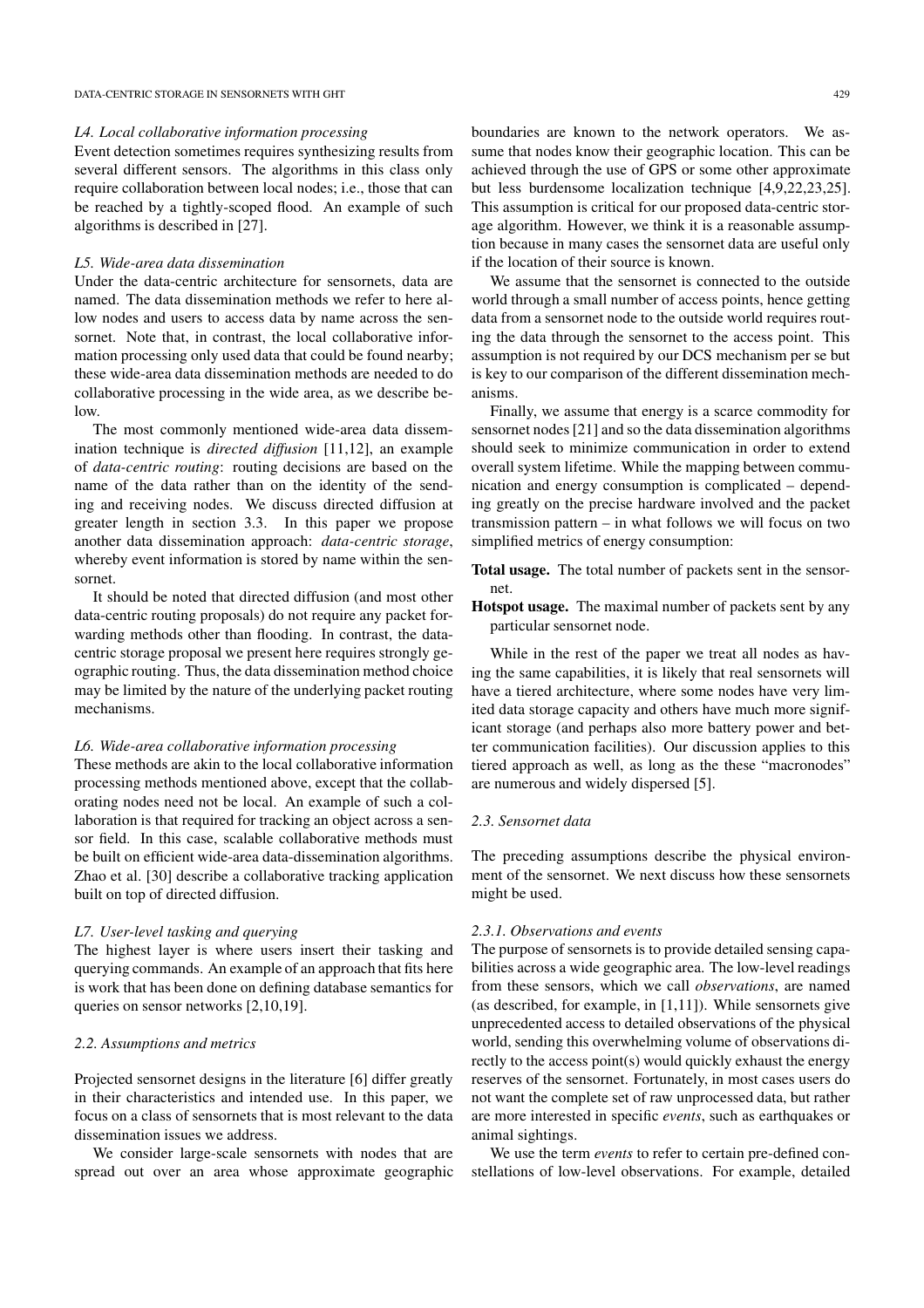*L4. Local collaborative information processing*
Event detection sometimes requires synthesizing results from several different sensors. The algorithms in this class only require collaboration between local nodes; i.e., those that can be reached by a tightly-scoped flood. An example of such algorithms is described in [27].

*L5. Wide-area data dissemination*
Under the data-centric architecture for sensornets, data are named. The data dissemination methods we refer to here allow nodes and users to access data by name across the sensornet. Note that, in contrast, the local collaborative information processing only used data that could be found nearby; these wide-area data dissemination methods are needed to do collaborative processing in the wide area, as we describe below.

The most commonly mentioned wide-area data dissemination technique is *directed diffusion* [11,12], an example of *data-centric routing*: routing decisions are based on the name of the data rather than on the identity of the sending and receiving nodes. We discuss directed diffusion at greater length in section 3.3. In this paper we propose another data dissemination approach: *data-centric storage*, whereby event information is stored by name within the sensornet.

It should be noted that directed diffusion (and most other data-centric routing proposals) do not require any packet forwarding methods other than flooding. In contrast, the data-centric storage proposal we present here requires strongly geographic routing. Thus, the data dissemination method choice may be limited by the nature of the underlying packet routing mechanisms.

*L6. Wide-area collaborative information processing*
These methods are akin to the local collaborative information processing methods mentioned above, except that the collaborating nodes need not be local. An example of such a collaboration is that required for tracking an object across a sensor field. In this case, scalable collaborative methods must be built on efficient wide-area data-dissemination algorithms. Zhao et al. [30] describe a collaborative tracking application built on top of directed diffusion.

*L7. User-level tasking and querying*
The highest layer is where users insert their tasking and querying commands. An example of an approach that fits here is work that has been done on defining database semantics for queries on sensor networks [2,10,19].

### *2.2. Assumptions and metrics*

Projected sensornet designs in the literature [6] differ greatly in their characteristics and intended use. In this paper, we focus on a class of sensornets that is most relevant to the data dissemination issues we address.

We consider large-scale sensornets with nodes that are spread out over an area whose approximate geographic boundaries are known to the network operators. We assume that nodes know their geographic location. This can be achieved through the use of GPS or some other approximate but less burdensome localization technique [4,9,22,23,25]. This assumption is critical for our proposed data-centric storage algorithm. However, we think it is a reasonable assumption because in many cases the sensornet data are useful only if the location of their source is known.

We assume that the sensornet is connected to the outside world through a small number of access points, hence getting data from a sensornet node to the outside world requires routing the data through the sensornet to the access point. This assumption is not required by our DCS mechanism per se but is key to our comparison of the different dissemination mechanisms.

Finally, we assume that energy is a scarce commodity for sensornet nodes [21] and so the data dissemination algorithms should seek to minimize communication in order to extend overall system lifetime. While the mapping between communication and energy consumption is complicated – depending greatly on the precise hardware involved and the packet transmission pattern – in what follows we will focus on two simplified metrics of energy consumption:

- **Total usage.** The total number of packets sent in the sensornet.
- **Hotspot usage.** The maximal number of packets sent by any particular sensornet node.

While in the rest of the paper we treat all nodes as having the same capabilities, it is likely that real sensornets will have a tiered architecture, where some nodes have very limited data storage capacity and others have much more significant storage (and perhaps also more battery power and better communication facilities). Our discussion applies to this tiered approach as well, as long as the these "macronodes" are numerous and widely dispersed [5].

### *2.3. Sensornet data*

The preceding assumptions describe the physical environment of the sensornet. We next discuss how these sensornets might be used.

#### *2.3.1. Observations and events*

The purpose of sensornets is to provide detailed sensing capabilities across a wide geographic area. The low-level readings from these sensors, which we call *observations*, are named (as described, for example, in [1,11]). While sensornets give unprecedented access to detailed observations of the physical world, sending this overwhelming volume of observations directly to the access point(s) would quickly exhaust the energy reserves of the sensornet. Fortunately, in most cases users do not want the complete set of raw unprocessed data, but rather are more interested in specific *events*, such as earthquakes or animal sightings.

We use the term *events* to refer to certain pre-defined constellations of low-level observations. For example, detailed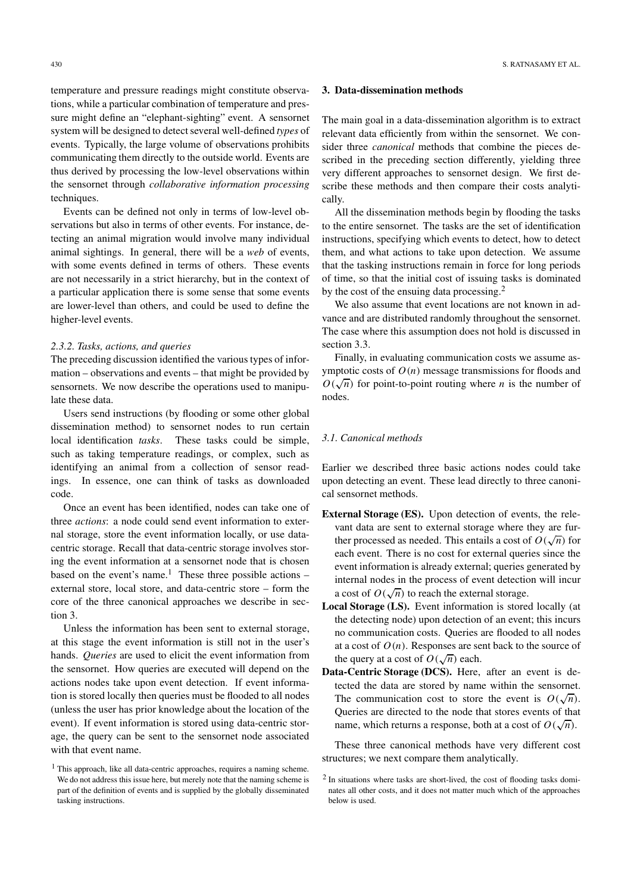temperature and pressure readings might constitute observations, while a particular combination of temperature and pressure might define an "elephant-sighting" event. A sensornet system will be designed to detect several well-defined *types* of events. Typically, the large volume of observations prohibits communicating them directly to the outside world. Events are thus derived by processing the low-level observations within the sensornet through *collaborative information processing* techniques.

Events can be defined not only in terms of low-level observations but also in terms of other events. For instance, detecting an animal migration would involve many individual animal sightings. In general, there will be a *web* of events, with some events defined in terms of others. These events are not necessarily in a strict hierarchy, but in the context of a particular application there is some sense that some events are lower-level than others, and could be used to define the higher-level events.

#### 2.3.2. Tasks, actions, and queries

The preceding discussion identified the various types of information – observations and events – that might be provided by sensornets. We now describe the operations used to manipulate these data.

Users send instructions (by flooding or some other global dissemination method) to sensornet nodes to run certain local identification *tasks*. These tasks could be simple, such as taking temperature readings, or complex, such as identifying an animal from a collection of sensor readings. In essence, one can think of tasks as downloaded code.

Once an event has been identified, nodes can take one of three *actions*: a node could send event information to external storage, store the event information locally, or use data-centric storage. Recall that data-centric storage involves storing the event information at a sensornet node that is chosen based on the event's name.[1] These three possible actions – external store, local store, and data-centric store – form the core of the three canonical approaches we describe in section 3.

Unless the information has been sent to external storage, at this stage the event information is still not in the user's hands. *Queries* are used to elicit the event information from the sensornet. How queries are executed will depend on the actions nodes take upon event detection. If event information is stored locally then queries must be flooded to all nodes (unless the user has prior knowledge about the location of the event). If event information is stored using data-centric storage, the query can be sent to the sensornet node associated with that event name.

[1] This approach, like all data-centric approaches, requires a naming scheme. We do not address this issue here, but merely note that the naming scheme is part of the definition of events and is supplied by the globally disseminated tasking instructions.

## 3. Data-dissemination methods

The main goal in a data-dissemination algorithm is to extract relevant data efficiently from within the sensornet. We consider three *canonical* methods that combine the pieces described in the preceding section differently, yielding three very different approaches to sensornet design. We first describe these methods and then compare their costs analytically.

All the dissemination methods begin by flooding the tasks to the entire sensornet. The tasks are the set of identification instructions, specifying which events to detect, how to detect them, and what actions to take upon detection. We assume that the tasking instructions remain in force for long periods of time, so that the initial cost of issuing tasks is dominated by the cost of the ensuing data processing.[2]

We also assume that event locations are not known in advance and are distributed randomly throughout the sensornet. The case where this assumption does not hold is discussed in section 3.3.

Finally, in evaluating communication costs we assume asymptotic costs of $O(n)$ message transmissions for floods and $O(\sqrt{n})$ for point-to-point routing where $n$ is the number of nodes.

### 3.1. Canonical methods

Earlier we described three basic actions nodes could take upon detecting an event. These lead directly to three canonical sensornet methods.

- **External Storage (ES).** Upon detection of events, the relevant data are sent to external storage where they are further processed as needed. This entails a cost of $O(\sqrt{n})$ for each event. There is no cost for external queries since the event information is already external; queries generated by internal nodes in the process of event detection will incur a cost of $O(\sqrt{n})$ to reach the external storage.
- **Local Storage (LS).** Event information is stored locally (at the detecting node) upon detection of an event; this incurs no communication costs. Queries are flooded to all nodes at a cost of $O(n)$. Responses are sent back to the source of the query at a cost of $O(\sqrt{n})$ each.
- **Data-Centric Storage (DCS).** Here, after an event is detected the data are stored by name within the sensornet. The communication cost to store the event is $O(\sqrt{n})$. Queries are directed to the node that stores events of that name, which returns a response, both at a cost of $O(\sqrt{n})$.

These three canonical methods have very different cost structures; we next compare them analytically.

[2] In situations where tasks are short-lived, the cost of flooding tasks dominates all other costs, and it does not matter much which of the approaches below is used.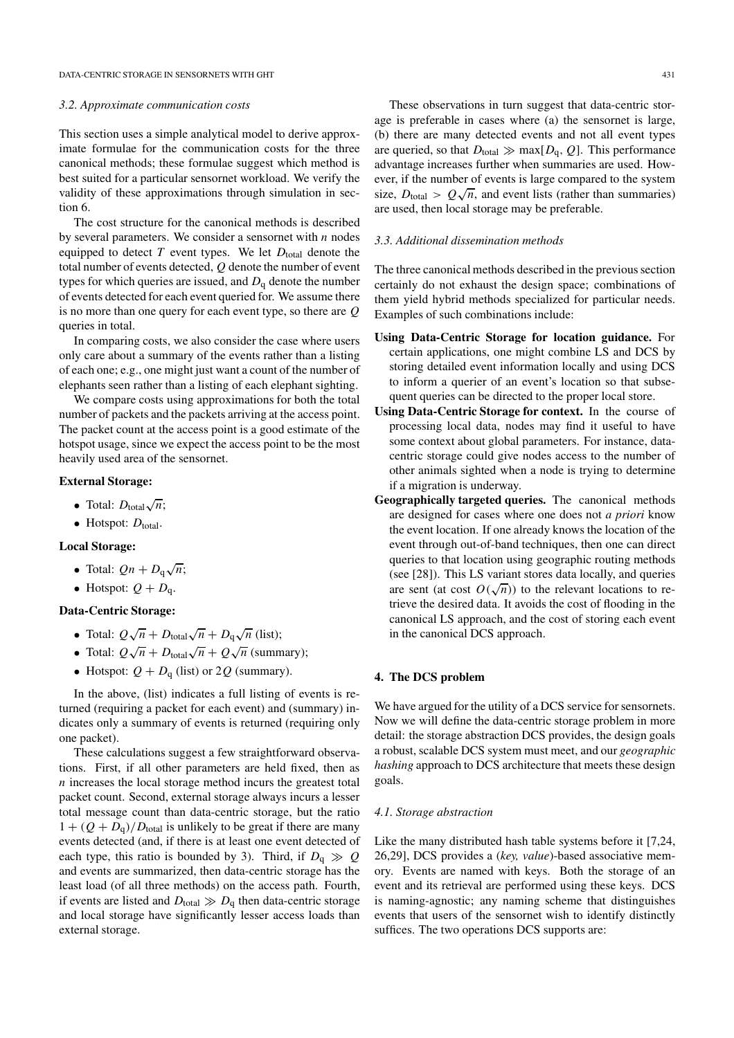### 3.2. Approximate communication costs

This section uses a simple analytical model to derive approximate formulae for the communication costs for the three canonical methods; these formulae suggest which method is best suited for a particular sensornet workload. We verify the validity of these approximations through simulation in section 6.

The cost structure for the canonical methods is described by several parameters. We consider a sensornet with $n$ nodes equipped to detect $T$ event types. We let $D_{\text{total}}$ denote the total number of events detected, $Q$ denote the number of event types for which queries are issued, and $D_{\text{q}}$ denote the number of events detected for each event queried for. We assume there is no more than one query for each event type, so there are $Q$ queries in total.

In comparing costs, we also consider the case where users only care about a summary of the events rather than a listing of each one; e.g., one might just want a count of the number of elephants seen rather than a listing of each elephant sighting.

We compare costs using approximations for both the total number of packets and the packets arriving at the access point. The packet count at the access point is a good estimate of the hotspot usage, since we expect the access point to be the most heavily used area of the sensornet.

**External Storage:**

- Total: $D_{\text{total}}\sqrt{n}$;
- Hotspot: $D_{\text{total}}$.

**Local Storage:**

- Total: $Qn + D_{\text{q}}\sqrt{n}$;
- Hotspot: $Q + D_{\text{q}}$.

**Data-Centric Storage:**

- Total: $Q\sqrt{n} + D_{\text{total}}\sqrt{n} + D_{\text{q}}\sqrt{n}$ (list);
- Total: $Q\sqrt{n} + D_{\text{total}}\sqrt{n} + Q\sqrt{n}$ (summary);
- Hotspot: $Q + D_{\text{q}}$ (list) or $2Q$ (summary).

In the above, (list) indicates a full listing of events is returned (requiring a packet for each event) and (summary) indicates only a summary of events is returned (requiring only one packet).

These calculations suggest a few straightforward observations. First, if all other parameters are held fixed, then as $n$ increases the local storage method incurs the greatest total packet count. Second, external storage always incurs a lesser total message count than data-centric storage, but the ratio $1 + (Q + D_{\text{q}})/D_{\text{total}}$ is unlikely to be great if there are many events detected (and, if there is at least one event detected of each type, this ratio is bounded by 3). Third, if $D_{\text{q}} \gg Q$ and events are summarized, then data-centric storage has the least load (of all three methods) on the access path. Fourth, if events are listed and $D_{\text{total}} \gg D_{\text{q}}$ then data-centric storage and local storage have significantly lesser access loads than external storage.

These observations in turn suggest that data-centric storage is preferable in cases where (a) the sensornet is large, (b) there are many detected events and not all event types are queried, so that $D_{\text{total}} \gg \max[D_{\text{q}}, Q]$. This performance advantage increases further when summaries are used. However, if the number of events is large compared to the system size, $D_{\text{total}} > Q\sqrt{n}$, and event lists (rather than summaries) are used, then local storage may be preferable.

### 3.3. Additional dissemination methods

The three canonical methods described in the previous section certainly do not exhaust the design space; combinations of them yield hybrid methods specialized for particular needs. Examples of such combinations include:

**Using Data-Centric Storage for location guidance.** For certain applications, one might combine LS and DCS by storing detailed event information locally and using DCS to inform a querier of an event's location so that subsequent queries can be directed to the proper local store.

**Using Data-Centric Storage for context.** In the course of processing local data, nodes may find it useful to have some context about global parameters. For instance, data-centric storage could give nodes access to the number of other animals sighted when a node is trying to determine if a migration is underway.

**Geographically targeted queries.** The canonical methods are designed for cases where one does not *a priori* know the event location. If one already knows the location of the event through out-of-band techniques, then one can direct queries to that location using geographic routing methods (see [28]). This LS variant stores data locally, and queries are sent (at cost $O(\sqrt{n})$) to the relevant locations to retrieve the desired data. It avoids the cost of flooding in the canonical LS approach, and the cost of storing each event in the canonical DCS approach.

## 4. The DCS problem

We have argued for the utility of a DCS service for sensornets. Now we will define the data-centric storage problem in more detail: the storage abstraction DCS provides, the design goals a robust, scalable DCS system must meet, and our *geographic hashing* approach to DCS architecture that meets these design goals.

### 4.1. Storage abstraction

Like the many distributed hash table systems before it [7,24,26,29], DCS provides a (*key, value*)-based associative memory. Events are named with keys. Both the storage of an event and its retrieval are performed using these keys. DCS is naming-agnostic; any naming scheme that distinguishes events that users of the sensornet wish to identify distinctly suffices. The two operations DCS supports are: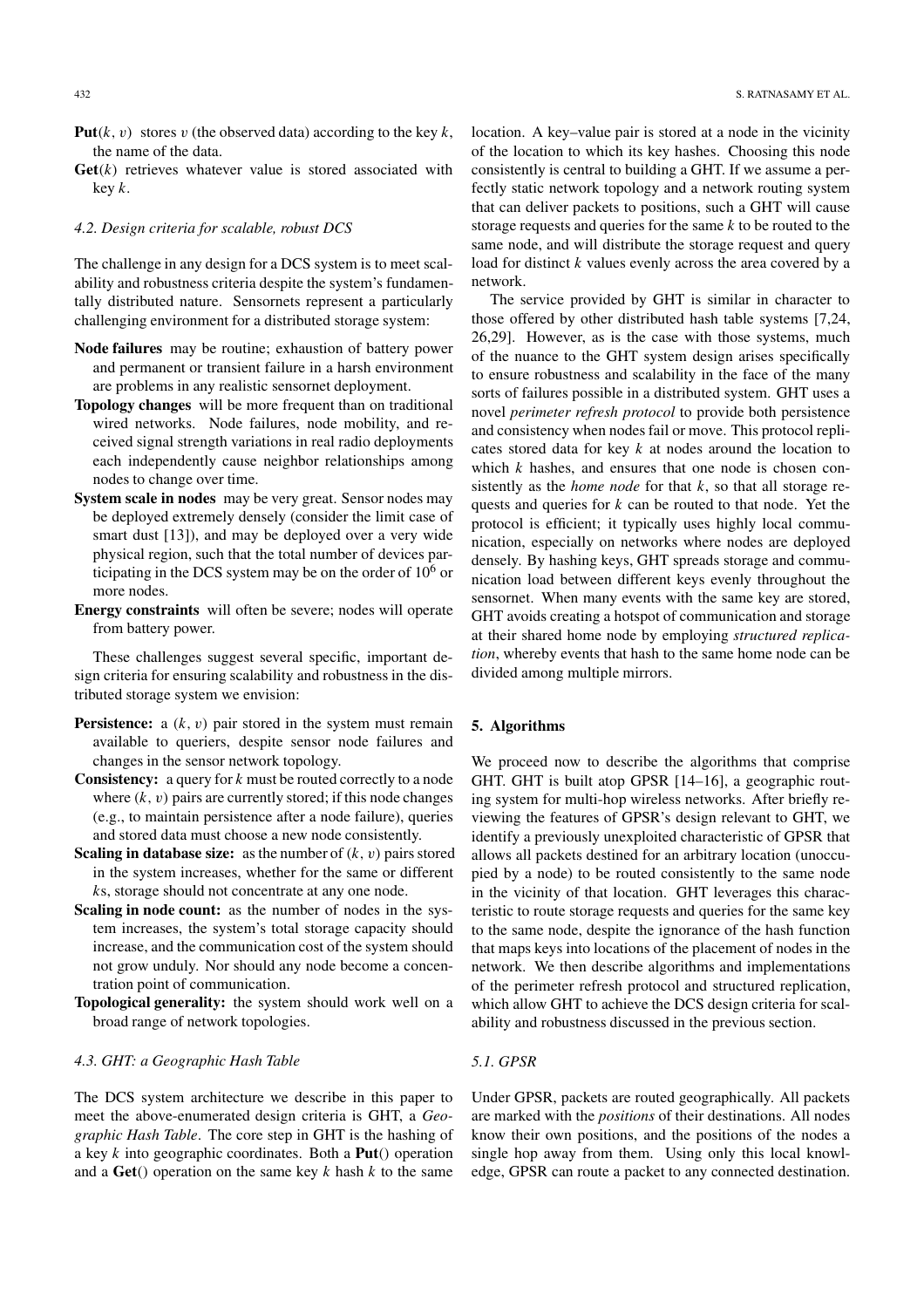**Put**$(k, v)$ stores $v$ (the observed data) according to the key $k$, the name of the data.

**Get**$(k)$ retrieves whatever value is stored associated with key $k$.

### 4.2. Design criteria for scalable, robust DCS

The challenge in any design for a DCS system is to meet scalability and robustness criteria despite the system's fundamentally distributed nature. Sensornets represent a particularly challenging environment for a distributed storage system:

**Node failures** may be routine; exhaustion of battery power and permanent or transient failure in a harsh environment are problems in any realistic sensornet deployment.

**Topology changes** will be more frequent than on traditional wired networks. Node failures, node mobility, and received signal strength variations in real radio deployments each independently cause neighbor relationships among nodes to change over time.

**System scale in nodes** may be very great. Sensor nodes may be deployed extremely densely (consider the limit case of smart dust [13]), and may be deployed over a very wide physical region, such that the total number of devices participating in the DCS system may be on the order of $10^6$ or more nodes.

**Energy constraints** will often be severe; nodes will operate from battery power.

These challenges suggest several specific, important design criteria for ensuring scalability and robustness in the distributed storage system we envision:

**Persistence:** a $(k, v)$ pair stored in the system must remain available to queriers, despite sensor node failures and changes in the sensor network topology.

**Consistency:** a query for $k$ must be routed correctly to a node where $(k, v)$ pairs are currently stored; if this node changes (e.g., to maintain persistence after a node failure), queries and stored data must choose a new node consistently.

**Scaling in database size:** as the number of $(k, v)$ pairs stored in the system increases, whether for the same or different $k$s, storage should not concentrate at any one node.

**Scaling in node count:** as the number of nodes in the system increases, the system's total storage capacity should increase, and the communication cost of the system should not grow unduly. Nor should any node become a concentration point of communication.

**Topological generality:** the system should work well on a broad range of network topologies.

### 4.3. GHT: a Geographic Hash Table

The DCS system architecture we describe in this paper to meet the above-enumerated design criteria is GHT, a *Geographic Hash Table*. The core step in GHT is the hashing of a key $k$ into geographic coordinates. Both a **Put**() operation and a **Get**() operation on the same key $k$ hash $k$ to the same location. A key–value pair is stored at a node in the vicinity of the location to which its key hashes. Choosing this node consistently is central to building a GHT. If we assume a perfectly static network topology and a network routing system that can deliver packets to positions, such a GHT will cause storage requests and queries for the same $k$ to be routed to the same node, and will distribute the storage request and query load for distinct $k$ values evenly across the area covered by a network.

The service provided by GHT is similar in character to those offered by other distributed hash table systems [7,24,26,29]. However, as is the case with those systems, much of the nuance to the GHT system design arises specifically to ensure robustness and scalability in the face of the many sorts of failures possible in a distributed system. GHT uses a novel *perimeter refresh protocol* to provide both persistence and consistency when nodes fail or move. This protocol replicates stored data for key $k$ at nodes around the location to which $k$ hashes, and ensures that one node is chosen consistently as the *home node* for that $k$, so that all storage requests and queries for $k$ can be routed to that node. Yet the protocol is efficient; it typically uses highly local communication, especially on networks where nodes are deployed densely. By hashing keys, GHT spreads storage and communication load between different keys evenly throughout the sensornet. When many events with the same key are stored, GHT avoids creating a hotspot of communication and storage at their shared home node by employing *structured replication*, whereby events that hash to the same home node can be divided among multiple mirrors.

## 5. Algorithms

We proceed now to describe the algorithms that comprise GHT. GHT is built atop GPSR [14–16], a geographic routing system for multi-hop wireless networks. After briefly reviewing the features of GPSR's design relevant to GHT, we identify a previously unexploited characteristic of GPSR that allows all packets destined for an arbitrary location (unoccupied by a node) to be routed consistently to the same node in the vicinity of that location. GHT leverages this characteristic to route storage requests and queries for the same key to the same node, despite the ignorance of the hash function that maps keys into locations of the placement of nodes in the network. We then describe algorithms and implementations of the perimeter refresh protocol and structured replication, which allow GHT to achieve the DCS design criteria for scalability and robustness discussed in the previous section.

### 5.1. GPSR

Under GPSR, packets are routed geographically. All packets are marked with the *positions* of their destinations. All nodes know their own positions, and the positions of the nodes a single hop away from them. Using only this local knowledge, GPSR can route a packet to any connected destination.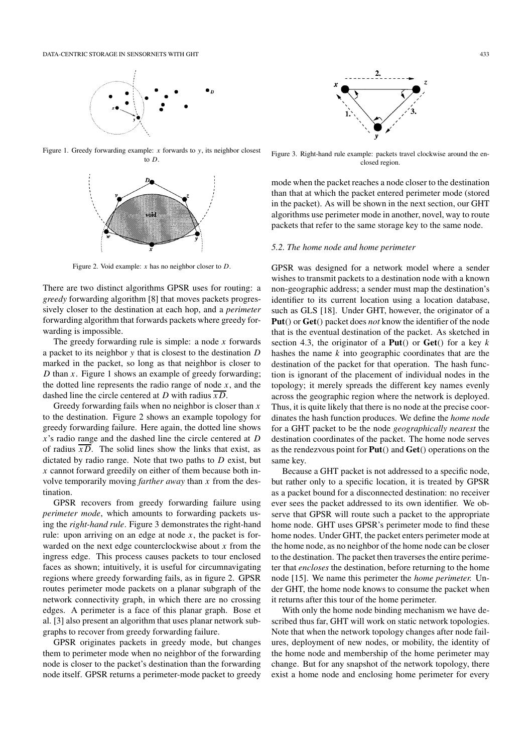Figure 1. Greedy forwarding example: $x$ forwards to $y$, its neighbor closest to $D$.

Figure 2. Void example: $x$ has no neighbor closer to $D$.

There are two distinct algorithms GPSR uses for routing: a *greedy* forwarding algorithm [8] that moves packets progressively closer to the destination at each hop, and a *perimeter* forwarding algorithm that forwards packets where greedy forwarding is impossible.

The greedy forwarding rule is simple: a node $x$ forwards a packet to its neighbor $y$ that is closest to the destination $D$ marked in the packet, so long as that neighbor is closer to $D$ than $x$. Figure 1 shows an example of greedy forwarding; the dotted line represents the radio range of node $x$, and the dashed line the circle centered at $D$ with radius $\overline{xD}$.

Greedy forwarding fails when no neighbor is closer than $x$ to the destination. Figure 2 shows an example topology for greedy forwarding failure. Here again, the dotted line shows $x$'s radio range and the dashed line the circle centered at $D$ of radius $\overline{xD}$. The solid lines show the links that exist, as dictated by radio range. Note that two paths to $D$ exist, but $x$ cannot forward greedily on either of them because both involve temporarily moving *farther away* than $x$ from the destination.

GPSR recovers from greedy forwarding failure using *perimeter mode*, which amounts to forwarding packets using the *right-hand rule*. Figure 3 demonstrates the right-hand rule: upon arriving on an edge at node $x$, the packet is forwarded on the next edge counterclockwise about $x$ from the ingress edge. This process causes packets to tour enclosed faces as shown; intuitively, it is useful for circumnavigating regions where greedy forwarding fails, as in figure 2. GPSR routes perimeter mode packets on a planar subgraph of the network connectivity graph, in which there are no crossing edges. A perimeter is a face of this planar graph. Bose et al. [3] also present an algorithm that uses planar network subgraphs to recover from greedy forwarding failure.

GPSR originates packets in greedy mode, but changes them to perimeter mode when no neighbor of the forwarding node is closer to the packet's destination than the forwarding node itself. GPSR returns a perimeter-mode packet to greedy mode when the packet reaches a node closer to the destination than that at which the packet entered perimeter mode (stored in the packet). As will be shown in the next section, our GHT algorithms use perimeter mode in another, novel, way to route packets that refer to the same storage key to the same node.

Figure 3. Right-hand rule example: packets travel clockwise around the enclosed region.

### 5.2. The home node and home perimeter

GPSR was designed for a network model where a sender wishes to transmit packets to a destination node with a known non-geographic address; a sender must map the destination's identifier to its current location using a location database, such as GLS [18]. Under GHT, however, the originator of a **Put**() or **Get**() packet does *not* know the identifier of the node that is the eventual destination of the packet. As sketched in section 4.3, the originator of a **Put**() or **Get**() for a key $k$ hashes the name $k$ into geographic coordinates that are the destination of the packet for that operation. The hash function is ignorant of the placement of individual nodes in the topology; it merely spreads the different key names evenly across the geographic region where the network is deployed. Thus, it is quite likely that there is no node at the precise coordinates the hash function produces. We define the *home node* for a GHT packet to be the node *geographically nearest* the destination coordinates of the packet. The home node serves as the rendezvous point for **Put**() and **Get**() operations on the same key.

Because a GHT packet is not addressed to a specific node, but rather only to a specific location, it is treated by GPSR as a packet bound for a disconnected destination: no receiver ever sees the packet addressed to its own identifier. We observe that GPSR will route such a packet to the appropriate home node. GHT uses GPSR's perimeter mode to find these home nodes. Under GHT, the packet enters perimeter mode at the home node, as no neighbor of the home node can be closer to the destination. The packet then traverses the entire perimeter that *encloses* the destination, before returning to the home node [15]. We name this perimeter the *home perimeter.* Under GHT, the home node knows to consume the packet when it returns after this tour of the home perimeter.

With only the home node binding mechanism we have described thus far, GHT will work on static network topologies. Note that when the network topology changes after node failures, deployment of new nodes, or mobility, the identity of the home node and membership of the home perimeter may change. But for any snapshot of the network topology, there exist a home node and enclosing home perimeter for every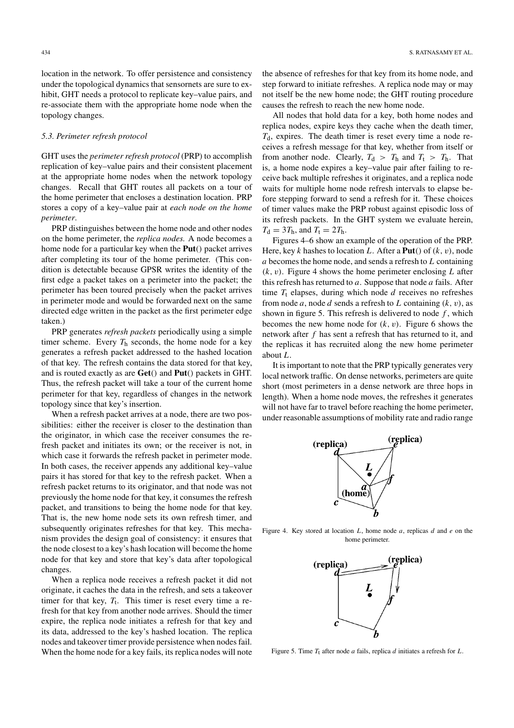location in the network. To offer persistence and consistency under the topological dynamics that sensornets are sure to exhibit, GHT needs a protocol to replicate key–value pairs, and re-associate them with the appropriate home node when the topology changes.

### *5.3. Perimeter refresh protocol*

GHT uses the *perimeter refresh protocol* (PRP) to accomplish replication of key–value pairs and their consistent placement at the appropriate home nodes when the network topology changes. Recall that GHT routes all packets on a tour of the home perimeter that encloses a destination location. PRP stores a copy of a key–value pair at *each node on the home perimeter*.

PRP distinguishes between the home node and other nodes on the home perimeter, the *replica nodes*. A node becomes a home node for a particular key when the **Put**() packet arrives after completing its tour of the home perimeter. (This condition is detectable because GPSR writes the identity of the first edge a packet takes on a perimeter into the packet; the perimeter has been toured precisely when the packet arrives in perimeter mode and would be forwarded next on the same directed edge written in the packet as the first perimeter edge taken.)

PRP generates *refresh packets* periodically using a simple timer scheme. Every $T_h$ seconds, the home node for a key generates a refresh packet addressed to the hashed location of that key. The refresh contains the data stored for that key, and is routed exactly as are **Get**() and **Put**() packets in GHT. Thus, the refresh packet will take a tour of the current home perimeter for that key, regardless of changes in the network topology since that key's insertion.

When a refresh packet arrives at a node, there are two possibilities: either the receiver is closer to the destination than the originator, in which case the receiver consumes the refresh packet and initiates its own; or the receiver is not, in which case it forwards the refresh packet in perimeter mode. In both cases, the receiver appends any additional key–value pairs it has stored for that key to the refresh packet. When a refresh packet returns to its originator, and that node was not previously the home node for that key, it consumes the refresh packet, and transitions to being the home node for that key. That is, the new home node sets its own refresh timer, and subsequently originates refreshes for that key. This mechanism provides the design goal of consistency: it ensures that the node closest to a key's hash location will become the home node for that key and store that key's data after topological changes.

When a replica node receives a refresh packet it did not originate, it caches the data in the refresh, and sets a takeover timer for that key, $T_t$. This timer is reset every time a refresh for that key from another node arrives. Should the timer expire, the replica node initiates a refresh for that key and its data, addressed to the key's hashed location. The replica nodes and takeover timer provide persistence when nodes fail. When the home node for a key fails, its replica nodes will note the absence of refreshes for that key from its home node, and step forward to initiate refreshes. A replica node may or may not itself be the new home node; the GHT routing procedure causes the refresh to reach the new home node.

All nodes that hold data for a key, both home nodes and replica nodes, expire keys they cache when the death timer, $T_d$, expires. The death timer is reset every time a node receives a refresh message for that key, whether from itself or from another node. Clearly, $T_d > T_h$ and $T_t > T_h$. That is, a home node expires a key–value pair after failing to receive back multiple refreshes it originates, and a replica node waits for multiple home node refresh intervals to elapse before stepping forward to send a refresh for it. These choices of timer values make the PRP robust against episodic loss of its refresh packets. In the GHT system we evaluate herein, $T_d = 3T_h$, and $T_t = 2T_h$.

Figures 4–6 show an example of the operation of the PRP. Here, key $k$ hashes to location $L$. After a **Put**() of $(k, v)$, node $a$ becomes the home node, and sends a refresh to $L$ containing $(k, v)$. Figure 4 shows the home perimeter enclosing $L$ after this refresh has returned to $a$. Suppose that node $a$ fails. After time $T_t$ elapses, during which node $d$ receives no refreshes from node $a$, node $d$ sends a refresh to $L$ containing $(k, v)$, as shown in figure 5. This refresh is delivered to node $f$, which becomes the new home node for $(k, v)$. Figure 6 shows the network after $f$ has sent a refresh that has returned to it, and the replicas it has recruited along the new home perimeter about $L$.

It is important to note that the PRP typically generates very local network traffic. On dense networks, perimeters are quite short (most perimeters in a dense network are three hops in length). When a home node moves, the refreshes it generates will not have far to travel before reaching the home perimeter, under reasonable assumptions of mobility rate and radio range

(replica)
d
(replica)
e
L
a
(home)
f
c
b

Figure 4. Key stored at location $L$, home node $a$, replicas $d$ and $e$ on the home perimeter.

(replica)
d
(replica)
e
L
f
c
b

Figure 5. Time $T_t$ after node $a$ fails, replica $d$ initiates a refresh for $L$.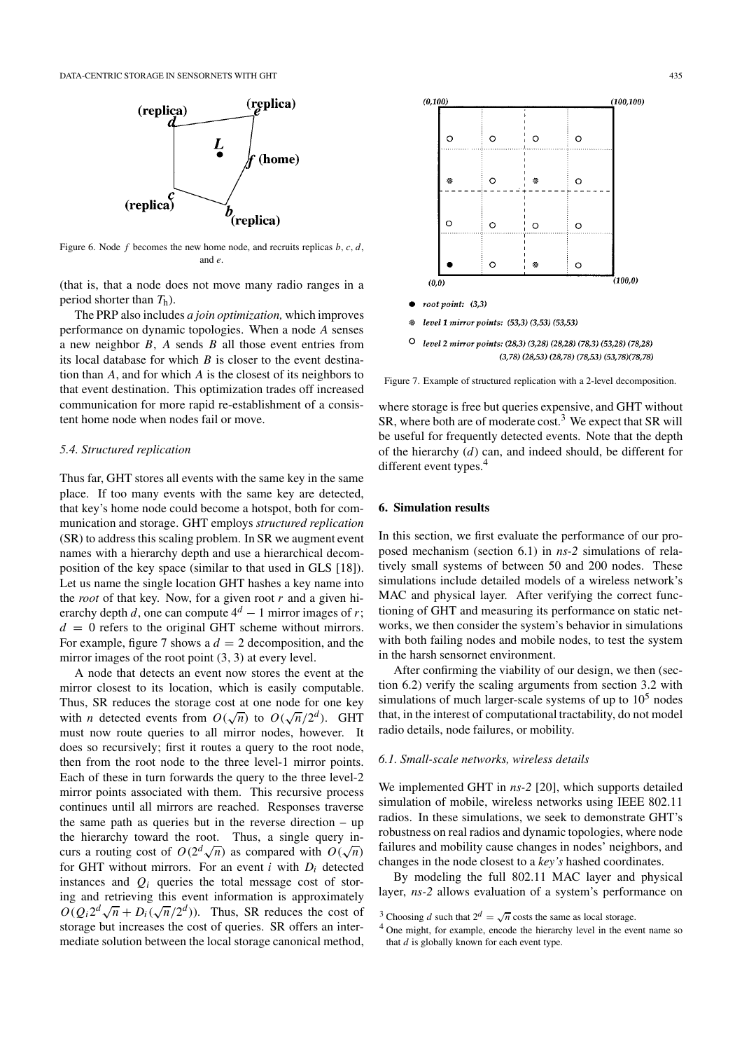Figure 6. Node $f$ becomes the new home node, and recruits replicas $b$, $c$, $d$, and $e$.

(that is, that a node does not move many radio ranges in a period shorter than $T_h$).

The PRP also includes *a join optimization,* which improves performance on dynamic topologies. When a node $A$ senses a new neighbor $B$, $A$ sends $B$ all those event entries from its local database for which $B$ is closer to the event destination than $A$, and for which $A$ is the closest of its neighbors to that event destination. This optimization trades off increased communication for more rapid re-establishment of a consistent home node when nodes fail or move.

### 5.4. Structured replication

Thus far, GHT stores all events with the same key in the same place. If too many events with the same key are detected, that key's home node could become a hotspot, both for communication and storage. GHT employs *structured replication* (SR) to address this scaling problem. In SR we augment event names with a hierarchy depth and use a hierarchical decomposition of the key space (similar to that used in GLS [18]). Let us name the single location GHT hashes a key name into the *root* of that key. Now, for a given root $r$ and a given hierarchy depth $d$, one can compute $4^d - 1$ mirror images of $r$; $d = 0$ refers to the original GHT scheme without mirrors. For example, figure 7 shows a $d = 2$ decomposition, and the mirror images of the root point (3, 3) at every level.

A node that detects an event now stores the event at the mirror closest to its location, which is easily computable. Thus, SR reduces the storage cost at one node for one key with $n$ detected events from $O(\sqrt{n})$ to $O(\sqrt{n}/2^d)$. GHT must now route queries to all mirror nodes, however. It does so recursively; first it routes a query to the root node, then from the root node to the three level-1 mirror points. Each of these in turn forwards the query to the three level-2 mirror points associated with them. This recursive process continues until all mirrors are reached. Responses traverse the same path as queries but in the reverse direction – up the hierarchy toward the root. Thus, a single query incurs a routing cost of $O(2^d\sqrt{n})$ as compared with $O(\sqrt{n})$ for GHT without mirrors. For an event $i$ with $D_i$ detected instances and $Q_i$ queries the total message cost of storing and retrieving this event information is approximately $O(Q_i 2^d \sqrt{n} + D_i(\sqrt{n}/2^d))$. Thus, SR reduces the cost of storage but increases the cost of queries. SR offers an intermediate solution between the local storage canonical method, where storage is free but queries expensive, and GHT without SR, where both are of moderate cost.[3] We expect that SR will be useful for frequently detected events. Note that the depth of the hierarchy ($d$) can, and indeed should, be different for different event types.[4]

Figure 7. Example of structured replication with a 2-level decomposition.

## 6. Simulation results

In this section, we first evaluate the performance of our proposed mechanism (section 6.1) in *ns-2* simulations of relatively small systems of between 50 and 200 nodes. These simulations include detailed models of a wireless network's MAC and physical layer. After verifying the correct functioning of GHT and measuring its performance on static networks, we then consider the system's behavior in simulations with both failing nodes and mobile nodes, to test the system in the harsh sensornet environment.

After confirming the viability of our design, we then (section 6.2) verify the scaling arguments from section 3.2 with simulations of much larger-scale systems of up to $10^5$ nodes that, in the interest of computational tractability, do not model radio details, node failures, or mobility.

### 6.1. Small-scale networks, wireless details

We implemented GHT in *ns-2* [20], which supports detailed simulation of mobile, wireless networks using IEEE 802.11 radios. In these simulations, we seek to demonstrate GHT's robustness on real radios and dynamic topologies, where node failures and mobility cause changes in nodes' neighbors, and changes in the node closest to a *key's* hashed coordinates.

By modeling the full 802.11 MAC layer and physical layer, *ns-2* allows evaluation of a system's performance on

[3] Choosing $d$ such that $2^d = \sqrt{n}$ costs the same as local storage.

[4] One might, for example, encode the hierarchy level in the event name so that $d$ is globally known for each event type.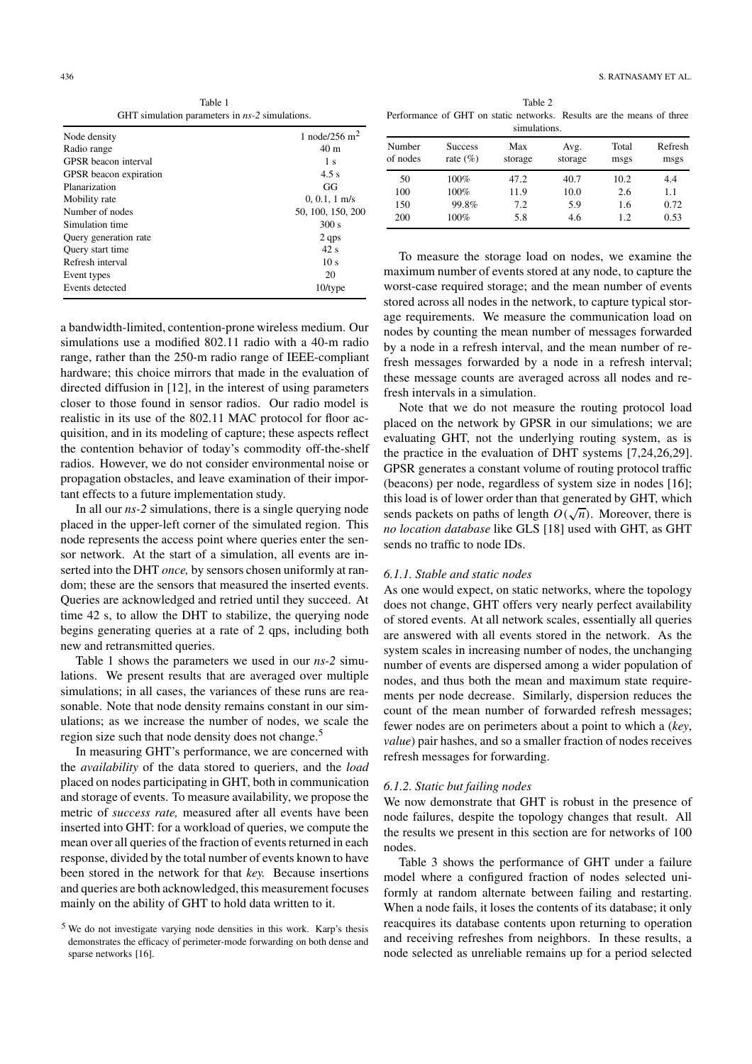Table 1
GHT simulation parameters in *ns-2* simulations.

| | |
|---|---|
| Node density | 1 node/256 m$^2$ |
| Radio range | 40 m |
| GPSR beacon interval | 1 s |
| GPSR beacon expiration | 4.5 s |
| Planarization | GG |
| Mobility rate | 0, 0.1, 1 m/s |
| Number of nodes | 50, 100, 150, 200 |
| Simulation time | 300 s |
| Query generation rate | 2 qps |
| Query start time | 42 s |
| Refresh interval | 10 s |
| Event types | 20 |
| Events detected | 10/type |

a bandwidth-limited, contention-prone wireless medium. Our simulations use a modified 802.11 radio with a 40-m radio range, rather than the 250-m radio range of IEEE-compliant hardware; this choice mirrors that made in the evaluation of directed diffusion in [12], in the interest of using parameters closer to those found in sensor radios. Our radio model is realistic in its use of the 802.11 MAC protocol for floor acquisition, and in its modeling of capture; these aspects reflect the contention behavior of today's commodity off-the-shelf radios. However, we do not consider environmental noise or propagation obstacles, and leave examination of their important effects to a future implementation study.

In all our *ns-2* simulations, there is a single querying node placed in the upper-left corner of the simulated region. This node represents the access point where queries enter the sensor network. At the start of a simulation, all events are inserted into the DHT *once,* by sensors chosen uniformly at random; these are the sensors that measured the inserted events. Queries are acknowledged and retried until they succeed. At time 42 s, to allow the DHT to stabilize, the querying node begins generating queries at a rate of 2 qps, including both new and retransmitted queries.

Table 1 shows the parameters we used in our *ns-2* simulations. We present results that are averaged over multiple simulations; in all cases, the variances of these runs are reasonable. Note that node density remains constant in our simulations; as we increase the number of nodes, we scale the region size such that node density does not change.[5]

In measuring GHT's performance, we are concerned with the *availability* of the data stored to queriers, and the *load* placed on nodes participating in GHT, both in communication and storage of events. To measure availability, we propose the metric of *success rate,* measured after all events have been inserted into GHT: for a workload of queries, we compute the mean over all queries of the fraction of events returned in each response, divided by the total number of events known to have been stored in the network for that *key.* Because insertions and queries are both acknowledged, this measurement focuses mainly on the ability of GHT to hold data written to it.

[5] We do not investigate varying node densities in this work. Karp's thesis demonstrates the efficacy of perimeter-mode forwarding on both dense and sparse networks [16].

Table 2
Performance of GHT on static networks. Results are the means of three simulations.

| Number of nodes | Success rate (%) | Max storage | Avg. storage | Total msgs | Refresh msgs |
|---|---|---|---|---|---|
| 50 | 100% | 47.2 | 40.7 | 10.2 | 4.4 |
| 100 | 100% | 11.9 | 10.0 | 2.6 | 1.1 |
| 150 | 99.8% | 7.2 | 5.9 | 1.6 | 0.72 |
| 200 | 100% | 5.8 | 4.6 | 1.2 | 0.53 |

To measure the storage load on nodes, we examine the maximum number of events stored at any node, to capture the worst-case required storage; and the mean number of events stored across all nodes in the network, to capture typical storage requirements. We measure the communication load on nodes by counting the mean number of messages forwarded by a node in a refresh interval, and the mean number of refresh messages forwarded by a node in a refresh interval; these message counts are averaged across all nodes and refresh intervals in a simulation.

Note that we do not measure the routing protocol load placed on the network by GPSR in our simulations; we are evaluating GHT, not the underlying routing system, as is the practice in the evaluation of DHT systems [7,24,26,29]. GPSR generates a constant volume of routing protocol traffic (beacons) per node, regardless of system size in nodes [16]; this load is of lower order than that generated by GHT, which sends packets on paths of length $O(\sqrt{n})$. Moreover, there is *no location database* like GLS [18] used with GHT, as GHT sends no traffic to node IDs.

#### *6.1.1. Stable and static nodes*

As one would expect, on static networks, where the topology does not change, GHT offers very nearly perfect availability of stored events. At all network scales, essentially all queries are answered with all events stored in the network. As the system scales in increasing number of nodes, the unchanging number of events are dispersed among a wider population of nodes, and thus both the mean and maximum state requirements per node decrease. Similarly, dispersion reduces the count of the mean number of forwarded refresh messages; fewer nodes are on perimeters about a point to which a (*key*, *value*) pair hashes, and so a smaller fraction of nodes receives refresh messages for forwarding.

#### *6.1.2. Static but failing nodes*

We now demonstrate that GHT is robust in the presence of node failures, despite the topology changes that result. All the results we present in this section are for networks of 100 nodes.

Table 3 shows the performance of GHT under a failure model where a configured fraction of nodes selected uniformly at random alternate between failing and restarting. When a node fails, it loses the contents of its database; it only reacquires its database contents upon returning to operation and receiving refreshes from neighbors. In these results, a node selected as unreliable remains up for a period selected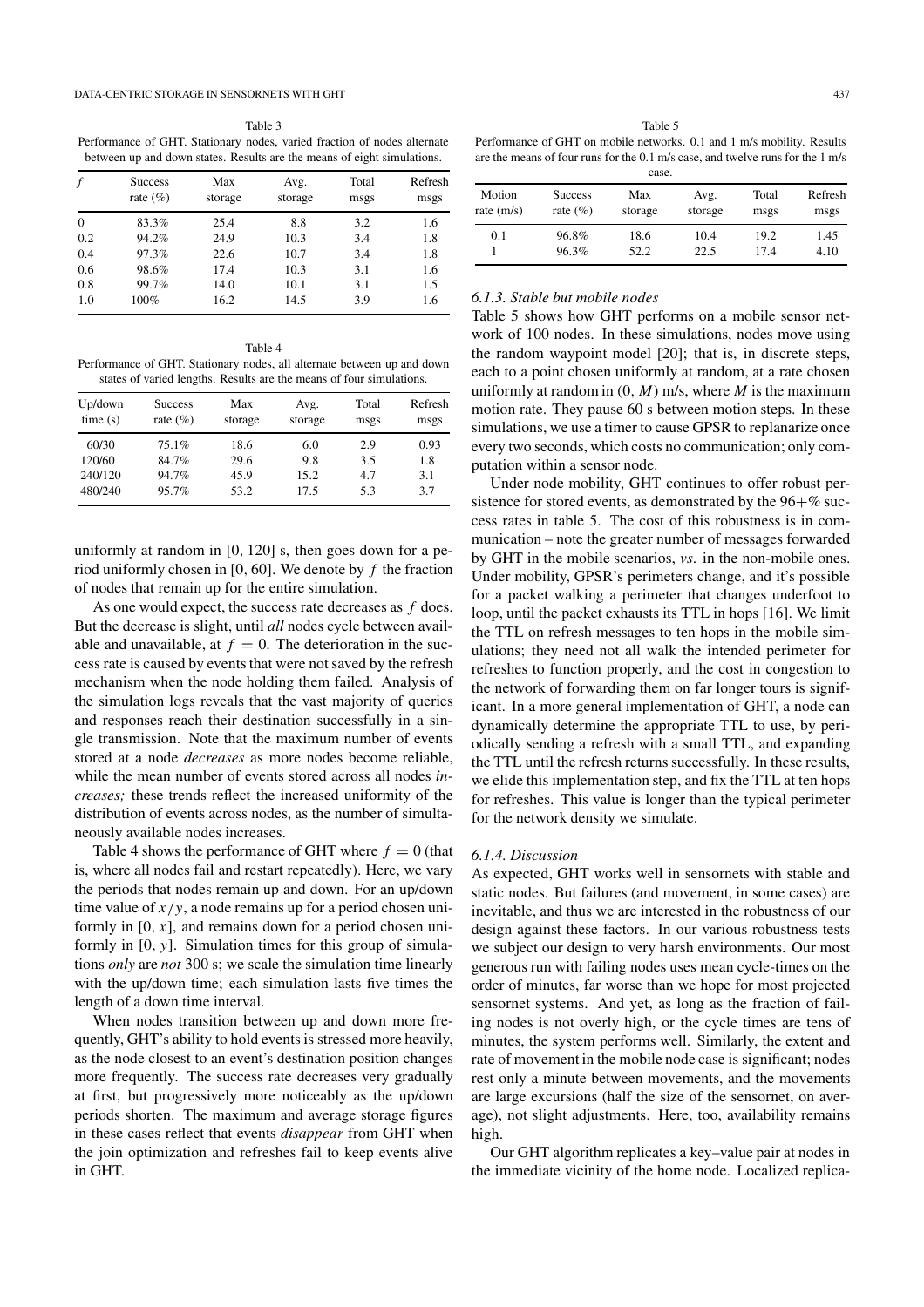Table 3
Performance of GHT. Stationary nodes, varied fraction of nodes alternate between up and down states. Results are the means of eight simulations.

| $f$ | Success rate (%) | Max storage | Avg. storage | Total msgs | Refresh msgs |
|---|---|---|---|---|---|
| 0 | 83.3% | 25.4 | 8.8 | 3.2 | 1.6 |
| 0.2 | 94.2% | 24.9 | 10.3 | 3.4 | 1.8 |
| 0.4 | 97.3% | 22.6 | 10.7 | 3.4 | 1.8 |
| 0.6 | 98.6% | 17.4 | 10.3 | 3.1 | 1.6 |
| 0.8 | 99.7% | 14.0 | 10.1 | 3.1 | 1.5 |
| 1.0 | 100% | 16.2 | 14.5 | 3.9 | 1.6 |

Table 4
Performance of GHT. Stationary nodes, all alternate between up and down states of varied lengths. Results are the means of four simulations.

| Up/down time (s) | Success rate (%) | Max storage | Avg. storage | Total msgs | Refresh msgs |
|---|---|---|---|---|---|
| 60/30 | 75.1% | 18.6 | 6.0 | 2.9 | 0.93 |
| 120/60 | 84.7% | 29.6 | 9.8 | 3.5 | 1.8 |
| 240/120 | 94.7% | 45.9 | 15.2 | 4.7 | 3.1 |
| 480/240 | 95.7% | 53.2 | 17.5 | 5.3 | 3.7 |

uniformly at random in [0, 120] s, then goes down for a period uniformly chosen in [0, 60]. We denote by $f$ the fraction of nodes that remain up for the entire simulation.

As one would expect, the success rate decreases as $f$ does. But the decrease is slight, until *all* nodes cycle between available and unavailable, at $f = 0$. The deterioration in the success rate is caused by events that were not saved by the refresh mechanism when the node holding them failed. Analysis of the simulation logs reveals that the vast majority of queries and responses reach their destination successfully in a single transmission. Note that the maximum number of events stored at a node *decreases* as more nodes become reliable, while the mean number of events stored across all nodes *increases;* these trends reflect the increased uniformity of the distribution of events across nodes, as the number of simultaneously available nodes increases.

Table 4 shows the performance of GHT where $f = 0$ (that is, where all nodes fail and restart repeatedly). Here, we vary the periods that nodes remain up and down. For an up/down time value of $x/y$, a node remains up for a period chosen uniformly in $[0, x]$, and remains down for a period chosen uniformly in $[0, y]$. Simulation times for this group of simulations *only* are *not* 300 s; we scale the simulation time linearly with the up/down time; each simulation lasts five times the length of a down time interval.

When nodes transition between up and down more frequently, GHT's ability to hold events is stressed more heavily, as the node closest to an event's destination position changes more frequently. The success rate decreases very gradually at first, but progressively more noticeably as the up/down periods shorten. The maximum and average storage figures in these cases reflect that events *disappear* from GHT when the join optimization and refreshes fail to keep events alive in GHT.

Table 5
Performance of GHT on mobile networks. 0.1 and 1 m/s mobility. Results are the means of four runs for the 0.1 m/s case, and twelve runs for the 1 m/s case.

| Motion rate (m/s) | Success rate (%) | Max storage | Avg. storage | Total msgs | Refresh msgs |
|---|---|---|---|---|---|
| 0.1 | 96.8% | 18.6 | 10.4 | 19.2 | 1.45 |
| 1 | 96.3% | 52.2 | 22.5 | 17.4 | 4.10 |

#### 6.1.3. Stable but mobile nodes

Table 5 shows how GHT performs on a mobile sensor network of 100 nodes. In these simulations, nodes move using the random waypoint model [20]; that is, in discrete steps, each to a point chosen uniformly at random, at a rate chosen uniformly at random in $(0, M)$ m/s, where $M$ is the maximum motion rate. They pause 60 s between motion steps. In these simulations, we use a timer to cause GPSR to replanarize once every two seconds, which costs no communication; only computation within a sensor node.

Under node mobility, GHT continues to offer robust persistence for stored events, as demonstrated by the 96+% success rates in table 5. The cost of this robustness is in communication – note the greater number of messages forwarded by GHT in the mobile scenarios, *vs.* in the non-mobile ones. Under mobility, GPSR's perimeters change, and it's possible for a packet walking a perimeter that changes underfoot to loop, until the packet exhausts its TTL in hops [16]. We limit the TTL on refresh messages to ten hops in the mobile simulations; they need not all walk the intended perimeter for refreshes to function properly, and the cost in congestion to the network of forwarding them on far longer tours is significant. In a more general implementation of GHT, a node can dynamically determine the appropriate TTL to use, by periodically sending a refresh with a small TTL, and expanding the TTL until the refresh returns successfully. In these results, we elide this implementation step, and fix the TTL at ten hops for refreshes. This value is longer than the typical perimeter for the network density we simulate.

#### 6.1.4. Discussion

As expected, GHT works well in sensornets with stable and static nodes. But failures (and movement, in some cases) are inevitable, and thus we are interested in the robustness of our design against these factors. In our various robustness tests we subject our design to very harsh environments. Our most generous run with failing nodes uses mean cycle-times on the order of minutes, far worse than we hope for most projected sensornet systems. And yet, as long as the fraction of failing nodes is not overly high, or the cycle times are tens of minutes, the system performs well. Similarly, the extent and rate of movement in the mobile node case is significant; nodes rest only a minute between movements, and the movements are large excursions (half the size of the sensornet, on average), not slight adjustments. Here, too, availability remains high.

Our GHT algorithm replicates a key–value pair at nodes in the immediate vicinity of the home node. Localized replica-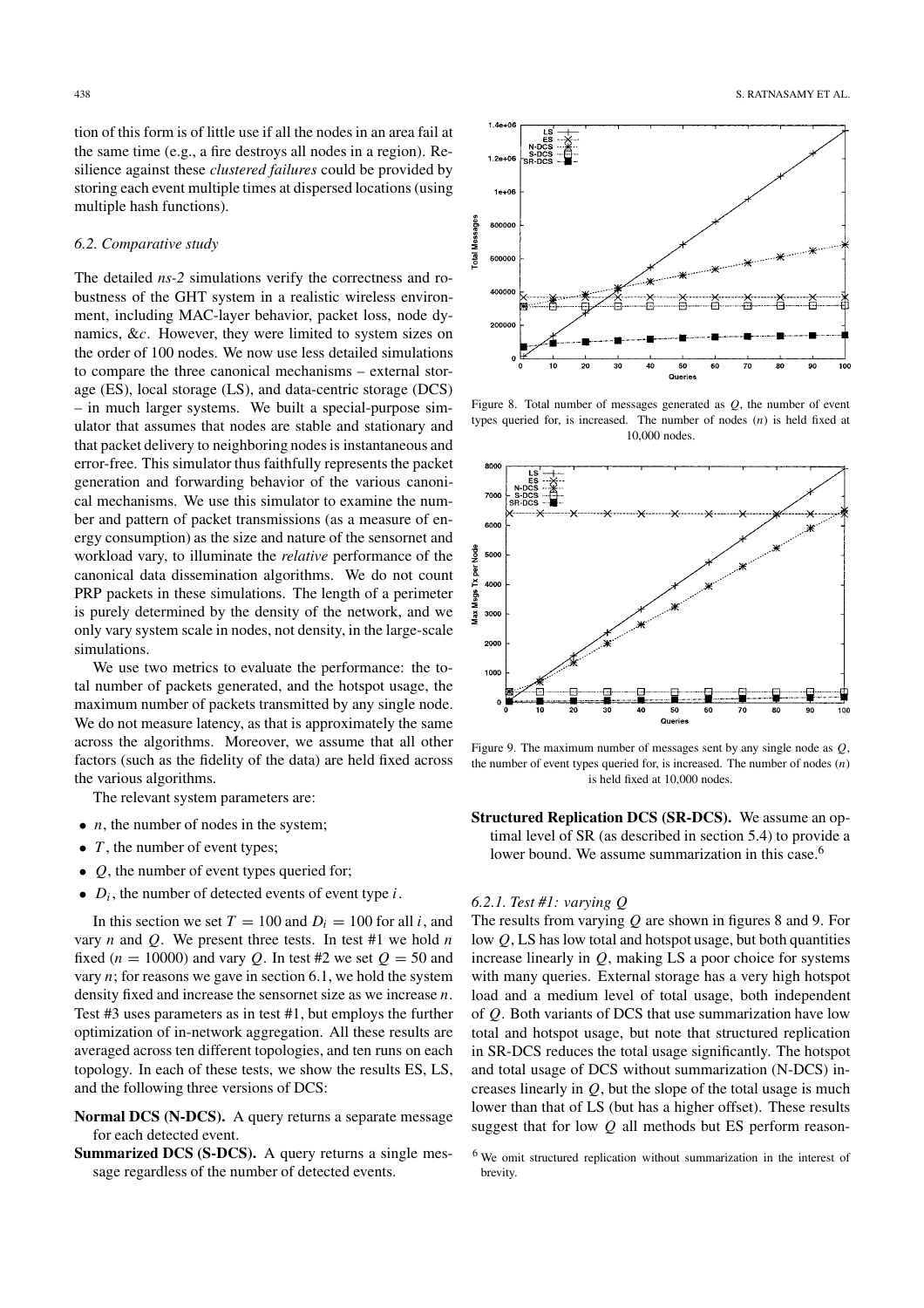tion of this form is of little use if all the nodes in an area fail at the same time (e.g., a fire destroys all nodes in a region). Resilience against these *clustered failures* could be provided by storing each event multiple times at dispersed locations (using multiple hash functions).

### 6.2. Comparative study

The detailed *ns-2* simulations verify the correctness and robustness of the GHT system in a realistic wireless environment, including MAC-layer behavior, packet loss, node dynamics, &*c*. However, they were limited to system sizes on the order of 100 nodes. We now use less detailed simulations to compare the three canonical mechanisms – external storage (ES), local storage (LS), and data-centric storage (DCS) – in much larger systems. We built a special-purpose simulator that assumes that nodes are stable and stationary and that packet delivery to neighboring nodes is instantaneous and error-free. This simulator thus faithfully represents the packet generation and forwarding behavior of the various canonical mechanisms. We use this simulator to examine the number and pattern of packet transmissions (as a measure of energy consumption) as the size and nature of the sensornet and workload vary, to illuminate the *relative* performance of the canonical data dissemination algorithms. We do not count PRP packets in these simulations. The length of a perimeter is purely determined by the density of the network, and we only vary system scale in nodes, not density, in the large-scale simulations.

We use two metrics to evaluate the performance: the total number of packets generated, and the hotspot usage, the maximum number of packets transmitted by any single node. We do not measure latency, as that is approximately the same across the algorithms. Moreover, we assume that all other factors (such as the fidelity of the data) are held fixed across the various algorithms.

The relevant system parameters are:

- $n$, the number of nodes in the system;
- $T$, the number of event types;
- $Q$, the number of event types queried for;
- $D_i$, the number of detected events of event type $i$.

In this section we set $T = 100$ and $D_i = 100$ for all $i$, and vary $n$ and $Q$. We present three tests. In test #1 we hold $n$ fixed ($n = 10000$) and vary $Q$. In test #2 we set $Q = 50$ and vary $n$; for reasons we gave in section 6.1, we hold the system density fixed and increase the sensornet size as we increase $n$. Test #3 uses parameters as in test #1, but employs the further optimization of in-network aggregation. All these results are averaged across ten different topologies, and ten runs on each topology. In each of these tests, we show the results ES, LS, and the following three versions of DCS:

**Normal DCS (N-DCS).** A query returns a separate message for each detected event.

**Summarized DCS (S-DCS).** A query returns a single message regardless of the number of detected events.

Total Messages
Queries
LS
ES
N-DCS
S-DCS
SR-DCS
1.4e+06
1.2e+06
1e+06
800000
600000
400000
200000
0
0 10 20 30 40 50 60 70 80 90 100

Figure 8. Total number of messages generated as $Q$, the number of event types queried for, is increased. The number of nodes ($n$) is held fixed at 10,000 nodes.

Max Msgs Tx per Node
Queries
LS
ES
N-DCS
S-DCS
SR-DCS
8000
7000
6000
5000
4000
3000
2000
1000
0
0 10 20 30 40 50 60 70 80 90 100

Figure 9. The maximum number of messages sent by any single node as $Q$, the number of event types queried for, is increased. The number of nodes ($n$) is held fixed at 10,000 nodes.

**Structured Replication DCS (SR-DCS).** We assume an optimal level of SR (as described in section 5.4) to provide a lower bound. We assume summarization in this case.[6]

#### 6.2.1. Test #1: varying Q

The results from varying $Q$ are shown in figures 8 and 9. For low $Q$, LS has low total and hotspot usage, but both quantities increase linearly in $Q$, making LS a poor choice for systems with many queries. External storage has a very high hotspot load and a medium level of total usage, both independent of $Q$. Both variants of DCS that use summarization have low total and hotspot usage, but note that structured replication in SR-DCS reduces the total usage significantly. The hotspot and total usage of DCS without summarization (N-DCS) increases linearly in $Q$, but the slope of the total usage is much lower than that of LS (but has a higher offset). These results suggest that for low $Q$ all methods but ES perform reason-

[6] We omit structured replication without summarization in the interest of brevity.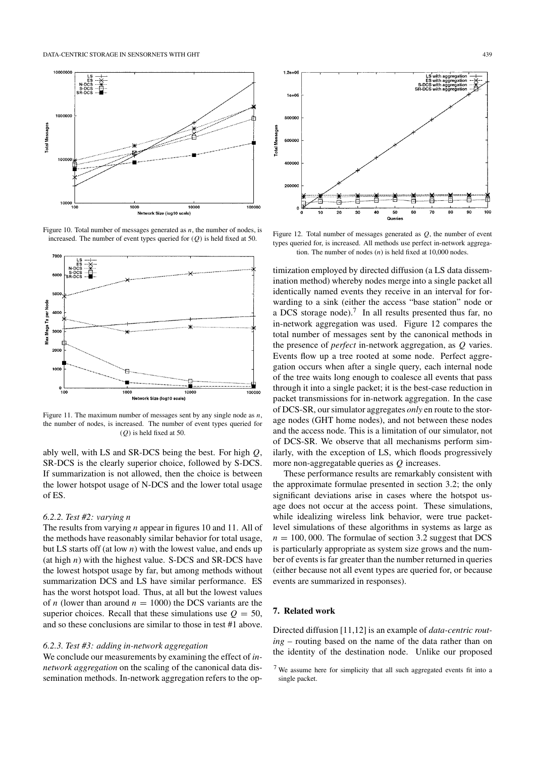Figure 10. Total number of messages generated as $n$, the number of nodes, is increased. The number of event types queried for ($Q$) is held fixed at 50.

Figure 11. The maximum number of messages sent by any single node as $n$, the number of nodes, is increased. The number of event types queried for ($Q$) is held fixed at 50.

ably well, with LS and SR-DCS being the best. For high $Q$, SR-DCS is the clearly superior choice, followed by S-DCS. If summarization is not allowed, then the choice is between the lower hotspot usage of N-DCS and the lower total usage of ES.

#### 6.2.2. Test #2: varying $n$

The results from varying $n$ appear in figures 10 and 11. All of the methods have reasonably similar behavior for total usage, but LS starts off (at low $n$) with the lowest value, and ends up (at high $n$) with the highest value. S-DCS and SR-DCS have the lowest hotspot usage by far, but among methods without summarization DCS and LS have similar performance. ES has the worst hotspot load. Thus, at all but the lowest values of $n$ (lower than around $n = 1000$) the DCS variants are the superior choices. Recall that these simulations use $Q = 50$, and so these conclusions are similar to those in test #1 above.

#### 6.2.3. Test #3: adding in-network aggregation

We conclude our measurements by examining the effect of *in-network aggregation* on the scaling of the canonical data dissemination methods. In-network aggregation refers to the optimization employed by directed diffusion (a LS data dissemination method) whereby nodes merge into a single packet all identically named events they receive in an interval for forwarding to a sink (either the access "base station" node or a DCS storage node).[7] In all results presented thus far, no in-network aggregation was used. Figure 12 compares the total number of messages sent by the canonical methods in the presence of *perfect* in-network aggregation, as $Q$ varies. Events flow up a tree rooted at some node. Perfect aggregation occurs when after a single query, each internal node of the tree waits long enough to coalesce all events that pass through it into a single packet; it is the best-case reduction in packet transmissions for in-network aggregation. In the case of DCS-SR, our simulator aggregates *only* en route to the storage nodes (GHT home nodes), and not between these nodes and the access node. This is a limitation of our simulator, not of DCS-SR. We observe that all mechanisms perform similarly, with the exception of LS, which floods progressively more non-aggregatable queries as $Q$ increases.

Figure 12. Total number of messages generated as $Q$, the number of event types queried for, is increased. All methods use perfect in-network aggregation. The number of nodes ($n$) is held fixed at 10,000 nodes.

These performance results are remarkably consistent with the approximate formulae presented in section 3.2; the only significant deviations arise in cases where the hotspot usage does not occur at the access point. These simulations, while idealizing wireless link behavior, were true packet-level simulations of these algorithms in systems as large as $n = 100,000$. The formulae of section 3.2 suggest that DCS is particularly appropriate as system size grows and the number of events is far greater than the number returned in queries (either because not all event types are queried for, or because events are summarized in responses).

## 7. Related work

Directed diffusion [11,12] is an example of *data-centric routing* – routing based on the name of the data rather than on the identity of the destination node. Unlike our proposed

[7] We assume here for simplicity that all such aggregated events fit into a single packet.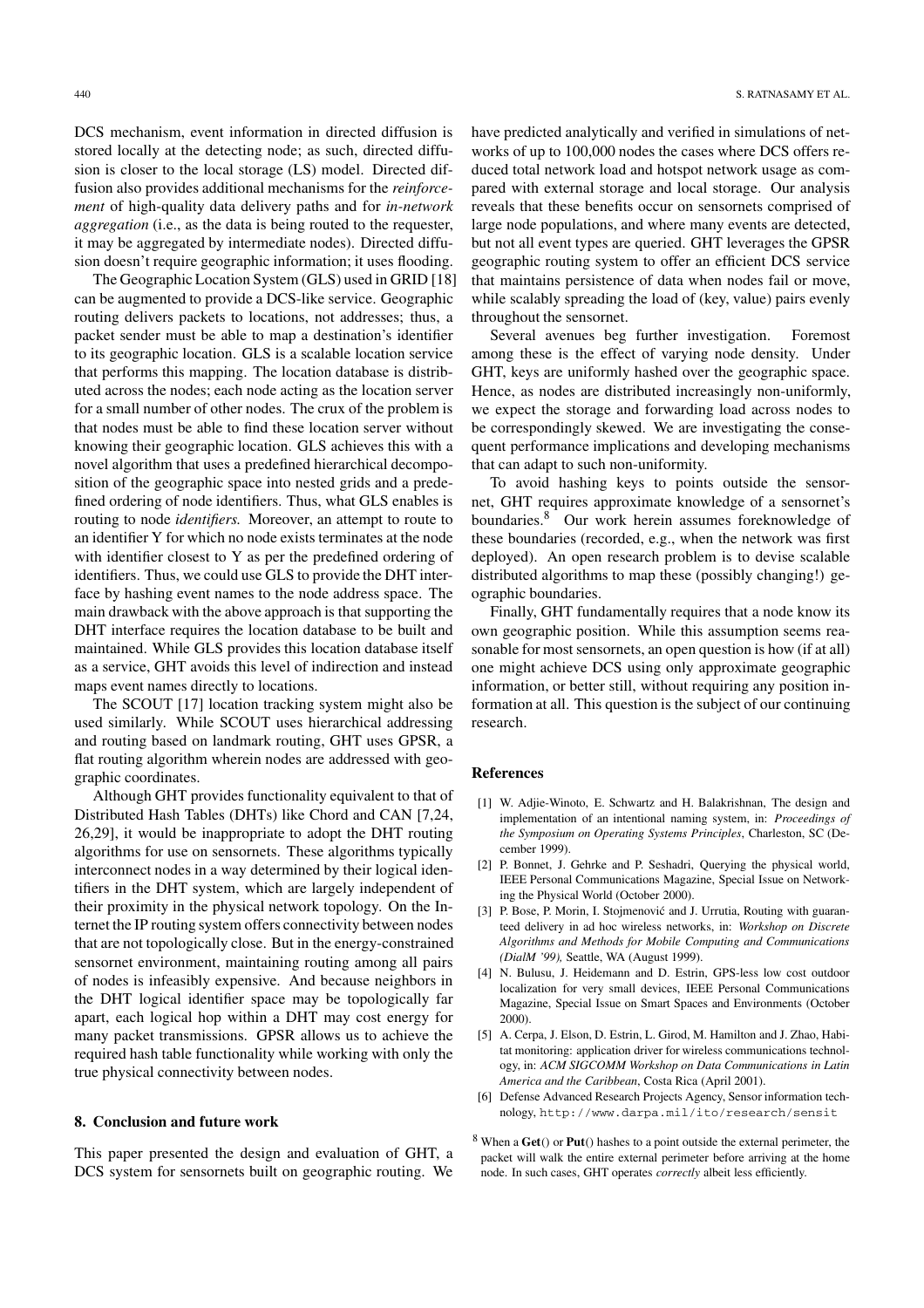DCS mechanism, event information in directed diffusion is stored locally at the detecting node; as such, directed diffusion is closer to the local storage (LS) model. Directed diffusion also provides additional mechanisms for the *reinforcement* of high-quality data delivery paths and for *in-network aggregation* (i.e., as the data is being routed to the requester, it may be aggregated by intermediate nodes). Directed diffusion doesn't require geographic information; it uses flooding.

The Geographic Location System (GLS) used in GRID [18] can be augmented to provide a DCS-like service. Geographic routing delivers packets to locations, not addresses; thus, a packet sender must be able to map a destination's identifier to its geographic location. GLS is a scalable location service that performs this mapping. The location database is distributed across the nodes; each node acting as the location server for a small number of other nodes. The crux of the problem is that nodes must be able to find these location server without knowing their geographic location. GLS achieves this with a novel algorithm that uses a predefined hierarchical decomposition of the geographic space into nested grids and a predefined ordering of node identifiers. Thus, what GLS enables is routing to node *identifiers.* Moreover, an attempt to route to an identifier Y for which no node exists terminates at the node with identifier closest to Y as per the predefined ordering of identifiers. Thus, we could use GLS to provide the DHT interface by hashing event names to the node address space. The main drawback with the above approach is that supporting the DHT interface requires the location database to be built and maintained. While GLS provides this location database itself as a service, GHT avoids this level of indirection and instead maps event names directly to locations.

The SCOUT [17] location tracking system might also be used similarly. While SCOUT uses hierarchical addressing and routing based on landmark routing, GHT uses GPSR, a flat routing algorithm wherein nodes are addressed with geographic coordinates.

Although GHT provides functionality equivalent to that of Distributed Hash Tables (DHTs) like Chord and CAN [7,24, 26,29], it would be inappropriate to adopt the DHT routing algorithms for use on sensornets. These algorithms typically interconnect nodes in a way determined by their logical identifiers in the DHT system, which are largely independent of their proximity in the physical network topology. On the Internet the IP routing system offers connectivity between nodes that are not topologically close. But in the energy-constrained sensornet environment, maintaining routing among all pairs of nodes is infeasibly expensive. And because neighbors in the DHT logical identifier space may be topologically far apart, each logical hop within a DHT may cost energy for many packet transmissions. GPSR allows us to achieve the required hash table functionality while working with only the true physical connectivity between nodes.

## 8. Conclusion and future work

This paper presented the design and evaluation of GHT, a DCS system for sensornets built on geographic routing. We have predicted analytically and verified in simulations of networks of up to 100,000 nodes the cases where DCS offers reduced total network load and hotspot network usage as compared with external storage and local storage. Our analysis reveals that these benefits occur on sensornets comprised of large node populations, and where many events are detected, but not all event types are queried. GHT leverages the GPSR geographic routing system to offer an efficient DCS service that maintains persistence of data when nodes fail or move, while scalably spreading the load of (key, value) pairs evenly throughout the sensornet.

Several avenues beg further investigation. Foremost among these is the effect of varying node density. Under GHT, keys are uniformly hashed over the geographic space. Hence, as nodes are distributed increasingly non-uniformly, we expect the storage and forwarding load across nodes to be correspondingly skewed. We are investigating the consequent performance implications and developing mechanisms that can adapt to such non-uniformity.

To avoid hashing keys to points outside the sensornet, GHT requires approximate knowledge of a sensornet's boundaries.[8] Our work herein assumes foreknowledge of these boundaries (recorded, e.g., when the network was first deployed). An open research problem is to devise scalable distributed algorithms to map these (possibly changing!) geographic boundaries.

Finally, GHT fundamentally requires that a node know its own geographic position. While this assumption seems reasonable for most sensornets, an open question is how (if at all) one might achieve DCS using only approximate geographic information, or better still, without requiring any position information at all. This question is the subject of our continuing research.

## References

[1] W. Adjie-Winoto, E. Schwartz and H. Balakrishnan, The design and implementation of an intentional naming system, in: *Proceedings of the Symposium on Operating Systems Principles*, Charleston, SC (December 1999).

[2] P. Bonnet, J. Gehrke and P. Seshadri, Querying the physical world, IEEE Personal Communications Magazine, Special Issue on Networking the Physical World (October 2000).

[3] P. Bose, P. Morin, I. Stojmenović and J. Urrutia, Routing with guaranteed delivery in ad hoc wireless networks, in: *Workshop on Discrete Algorithms and Methods for Mobile Computing and Communications (DialM '99)*, Seattle, WA (August 1999).

[4] N. Bulusu, J. Heidemann and D. Estrin, GPS-less low cost outdoor localization for very small devices, IEEE Personal Communications Magazine, Special Issue on Smart Spaces and Environments (October 2000).

[5] A. Cerpa, J. Elson, D. Estrin, L. Girod, M. Hamilton and J. Zhao, Habitat monitoring: application driver for wireless communications technology, in: *ACM SIGCOMM Workshop on Data Communications in Latin America and the Caribbean*, Costa Rica (April 2001).

[6] Defense Advanced Research Projects Agency, Sensor information technology, `http://www.darpa.mil/ito/research/sensit`

[8] When a **Get**() or **Put**() hashes to a point outside the external perimeter, the packet will walk the entire external perimeter before arriving at the home node. In such cases, GHT operates *correctly* albeit less efficiently.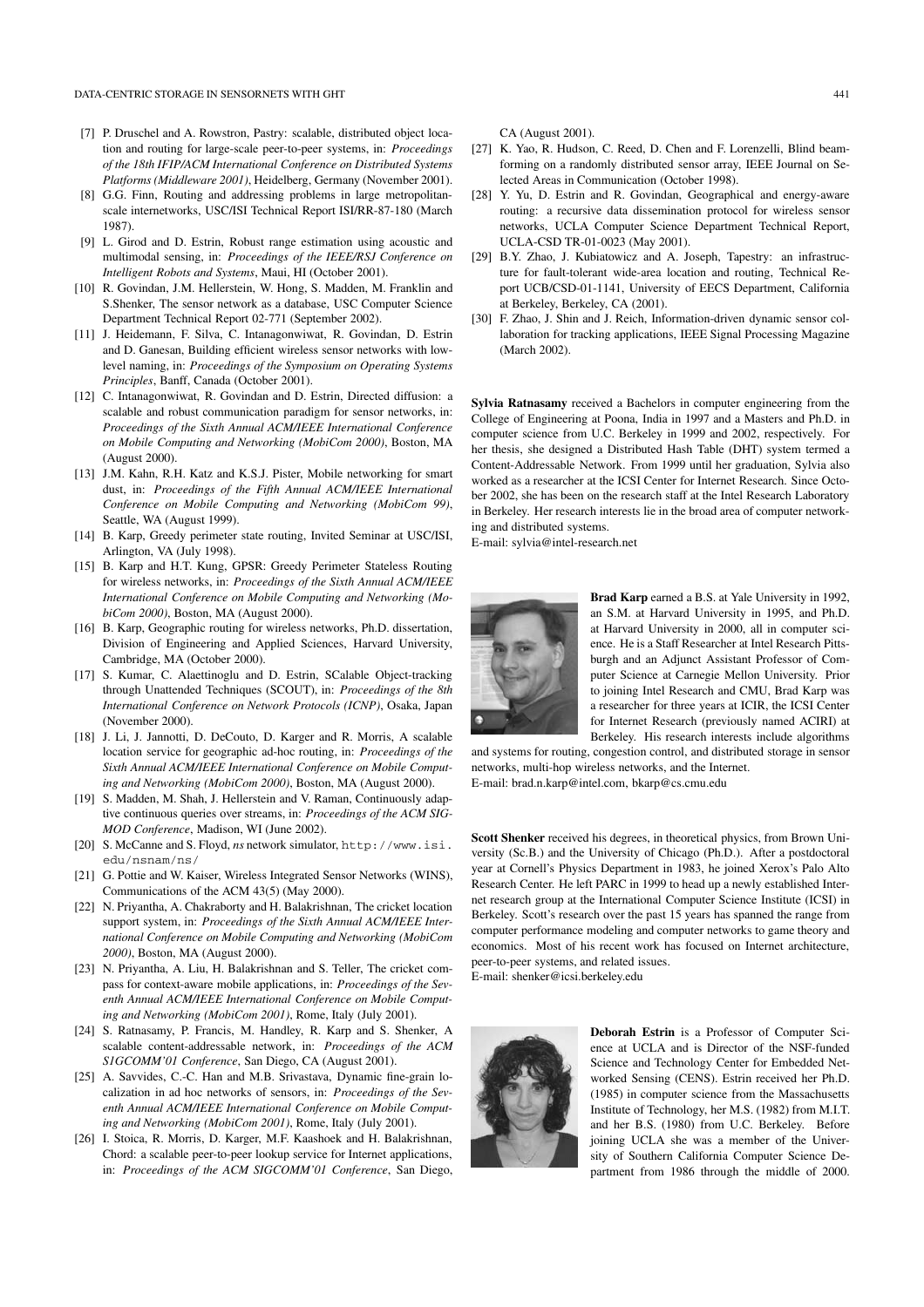[7] P. Druschel and A. Rowstron, Pastry: scalable, distributed object location and routing for large-scale peer-to-peer systems, in: *Proceedings of the 18th IFIP/ACM International Conference on Distributed Systems Platforms (Middleware 2001)*, Heidelberg, Germany (November 2001).

[8] G.G. Finn, Routing and addressing problems in large metropolitan-scale internetworks, USC/ISI Technical Report ISI/RR-87-180 (March 1987).

[9] L. Girod and D. Estrin, Robust range estimation using acoustic and multimodal sensing, in: *Proceedings of the IEEE/RSJ Conference on Intelligent Robots and Systems*, Maui, HI (October 2001).

[10] R. Govindan, J.M. Hellerstein, W. Hong, S. Madden, M. Franklin and S.Shenker, The sensor network as a database, USC Computer Science Department Technical Report 02-771 (September 2002).

[11] J. Heidemann, F. Silva, C. Intanagonwiwat, R. Govindan, D. Estrin and D. Ganesan, Building efficient wireless sensor networks with low-level naming, in: *Proceedings of the Symposium on Operating Systems Principles*, Banff, Canada (October 2001).

[12] C. Intanagonwiwat, R. Govindan and D. Estrin, Directed diffusion: a scalable and robust communication paradigm for sensor networks, in: *Proceedings of the Sixth Annual ACM/IEEE International Conference on Mobile Computing and Networking (MobiCom 2000)*, Boston, MA (August 2000).

[13] J.M. Kahn, R.H. Katz and K.S.J. Pister, Mobile networking for smart dust, in: *Proceedings of the Fifth Annual ACM/IEEE International Conference on Mobile Computing and Networking (MobiCom 99)*, Seattle, WA (August 1999).

[14] B. Karp, Greedy perimeter state routing, Invited Seminar at USC/ISI, Arlington, VA (July 1998).

[15] B. Karp and H.T. Kung, GPSR: Greedy Perimeter Stateless Routing for wireless networks, in: *Proceedings of the Sixth Annual ACM/IEEE International Conference on Mobile Computing and Networking (MobiCom 2000)*, Boston, MA (August 2000).

[16] B. Karp, Geographic routing for wireless networks, Ph.D. dissertation, Division of Engineering and Applied Sciences, Harvard University, Cambridge, MA (October 2000).

[17] S. Kumar, C. Alaettinoglu and D. Estrin, SCalable Object-tracking through Unattended Techniques (SCOUT), in: *Proceedings of the 8th International Conference on Network Protocols (ICNP)*, Osaka, Japan (November 2000).

[18] J. Li, J. Jannotti, D. DeCouto, D. Karger and R. Morris, A scalable location service for geographic ad-hoc routing, in: *Proceedings of the Sixth Annual ACM/IEEE International Conference on Mobile Computing and Networking (MobiCom 2000)*, Boston, MA (August 2000).

[19] S. Madden, M. Shah, J. Hellerstein and V. Raman, Continuously adaptive continuous queries over streams, in: *Proceedings of the ACM SIGMOD Conference*, Madison, WI (June 2002).

[20] S. McCanne and S. Floyd, *ns* network simulator, `http://www.isi.edu/nsnam/ns/`

[21] G. Pottie and W. Kaiser, Wireless Integrated Sensor Networks (WINS), Communications of the ACM 43(5) (May 2000).

[22] N. Priyantha, A. Chakraborty and H. Balakrishnan, The cricket location support system, in: *Proceedings of the Sixth Annual ACM/IEEE International Conference on Mobile Computing and Networking (MobiCom 2000)*, Boston, MA (August 2000).

[23] N. Priyantha, A. Liu, H. Balakrishnan and S. Teller, The cricket compass for context-aware mobile applications, in: *Proceedings of the Seventh Annual ACM/IEEE International Conference on Mobile Computing and Networking (MobiCom 2001)*, Rome, Italy (July 2001).

[24] S. Ratnasamy, P. Francis, M. Handley, R. Karp and S. Shenker, A scalable content-addressable network, in: *Proceedings of the ACM SIGCOMM'01 Conference*, San Diego, CA (August 2001).

[25] A. Savvides, C.-C. Han and M.B. Srivastava, Dynamic fine-grain localization in ad hoc networks of sensors, in: *Proceedings of the Seventh Annual ACM/IEEE International Conference on Mobile Computing and Networking (MobiCom 2001)*, Rome, Italy (July 2001).

[26] I. Stoica, R. Morris, D. Karger, M.F. Kaashoek and H. Balakrishnan, Chord: a scalable peer-to-peer lookup service for Internet applications, in: *Proceedings of the ACM SIGCOMM'01 Conference*, San Diego, CA (August 2001).

[27] K. Yao, R. Hudson, C. Reed, D. Chen and F. Lorenzelli, Blind beamforming on a randomly distributed sensor array, IEEE Journal on Selected Areas in Communication (October 1998).

[28] Y. Yu, D. Estrin and R. Govindan, Geographical and energy-aware routing: a recursive data dissemination protocol for wireless sensor networks, UCLA Computer Science Department Technical Report, UCLA-CSD TR-01-0023 (May 2001).

[29] B.Y. Zhao, J. Kubiatowicz and A. Joseph, Tapestry: an infrastructure for fault-tolerant wide-area location and routing, Technical Report UCB/CSD-01-1141, University of EECS Department, California at Berkeley, Berkeley, CA (2001).

[30] F. Zhao, J. Shin and J. Reich, Information-driven dynamic sensor collaboration for tracking applications, IEEE Signal Processing Magazine (March 2002).

**Sylvia Ratnasamy** received a Bachelors in computer engineering from the College of Engineering at Poona, India in 1997 and a Masters and Ph.D. in computer science from U.C. Berkeley in 1999 and 2002, respectively. For her thesis, she designed a Distributed Hash Table (DHT) system termed a Content-Addressable Network. From 1999 until her graduation, Sylvia also worked as a researcher at the ICSI Center for Internet Research. Since October 2002, she has been on the research staff at the Intel Research Laboratory in Berkeley. Her research interests lie in the broad area of computer networking and distributed systems.
E-mail: sylvia@intel-research.net

**Brad Karp** earned a B.S. at Yale University in 1992, an S.M. at Harvard University in 1995, and Ph.D. at Harvard University in 2000, all in computer science. He is a Staff Researcher at Intel Research Pittsburgh and an Adjunct Assistant Professor of Computer Science at Carnegie Mellon University. Prior to joining Intel Research and CMU, Brad Karp was a researcher for three years at ICIR, the ICSI Center for Internet Research (previously named ACIRI) at Berkeley. His research interests include algorithms and systems for routing, congestion control, and distributed storage in sensor networks, multi-hop wireless networks, and the Internet.
E-mail: brad.n.karp@intel.com, bkarp@cs.cmu.edu

**Scott Shenker** received his degrees, in theoretical physics, from Brown University (Sc.B.) and the University of Chicago (Ph.D.). After a postdoctoral year at Cornell's Physics Department in 1983, he joined Xerox's Palo Alto Research Center. He left PARC in 1999 to head up a newly established Internet research group at the International Computer Science Institute (ICSI) in Berkeley. Scott's research over the past 15 years has spanned the range from computer performance modeling and computer networks to game theory and economics. Most of his recent work has focused on Internet architecture, peer-to-peer systems, and related issues.
E-mail: shenker@icsi.berkeley.edu

**Deborah Estrin** is a Professor of Computer Science at UCLA and is Director of the NSF-funded Science and Technology Center for Embedded Networked Sensing (CENS). Estrin received her Ph.D. (1985) in computer science from the Massachusetts Institute of Technology, her M.S. (1982) from M.I.T. and her B.S. (1980) from U.C. Berkeley. Before joining UCLA she was a member of the University of Southern California Computer Science Department from 1986 through the middle of 2000.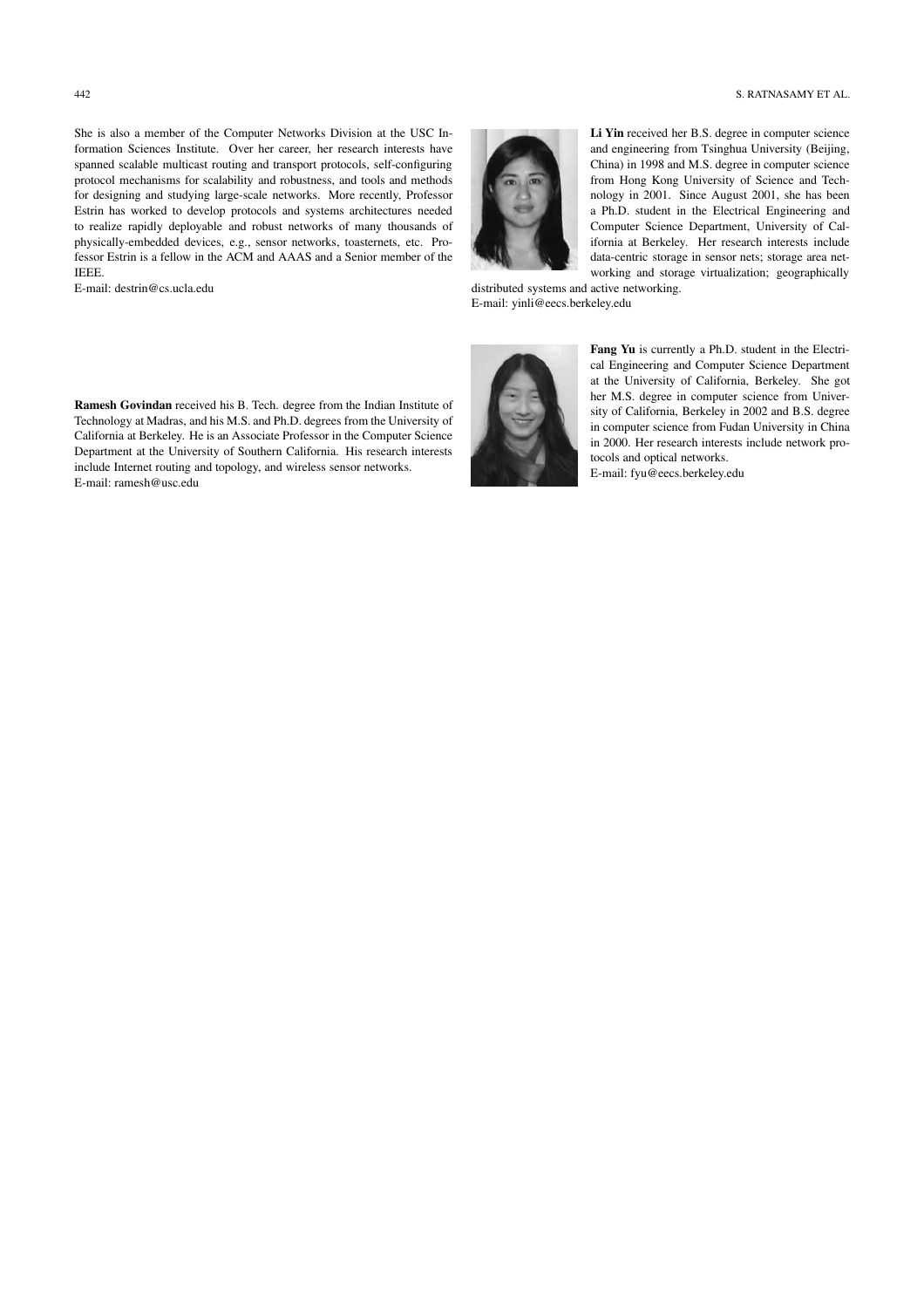She is also a member of the Computer Networks Division at the USC Information Sciences Institute. Over her career, her research interests have spanned scalable multicast routing and transport protocols, self-configuring protocol mechanisms for scalability and robustness, and tools and methods for designing and studying large-scale networks. More recently, Professor Estrin has worked to develop protocols and systems architectures needed to realize rapidly deployable and robust networks of many thousands of physically-embedded devices, e.g., sensor networks, toasternets, etc. Professor Estrin is a fellow in the ACM and AAAS and a Senior member of the IEEE.
E-mail: destrin@cs.ucla.edu

**Ramesh Govindan** received his B. Tech. degree from the Indian Institute of Technology at Madras, and his M.S. and Ph.D. degrees from the University of California at Berkeley. He is an Associate Professor in the Computer Science Department at the University of Southern California. His research interests include Internet routing and topology, and wireless sensor networks.
E-mail: ramesh@usc.edu

**Li Yin** received her B.S. degree in computer science and engineering from Tsinghua University (Beijing, China) in 1998 and M.S. degree in computer science from Hong Kong University of Science and Technology in 2001. Since August 2001, she has been a Ph.D. student in the Electrical Engineering and Computer Science Department, University of California at Berkeley. Her research interests include data-centric storage in sensor nets; storage area networking and storage virtualization; geographically distributed systems and active networking.
E-mail: yinli@eecs.berkeley.edu

**Fang Yu** is currently a Ph.D. student in the Electrical Engineering and Computer Science Department at the University of California, Berkeley. She got her M.S. degree in computer science from University of California, Berkeley in 2002 and B.S. degree in computer science from Fudan University in China in 2000. Her research interests include network protocols and optical networks.
E-mail: fyu@eecs.berkeley.edu